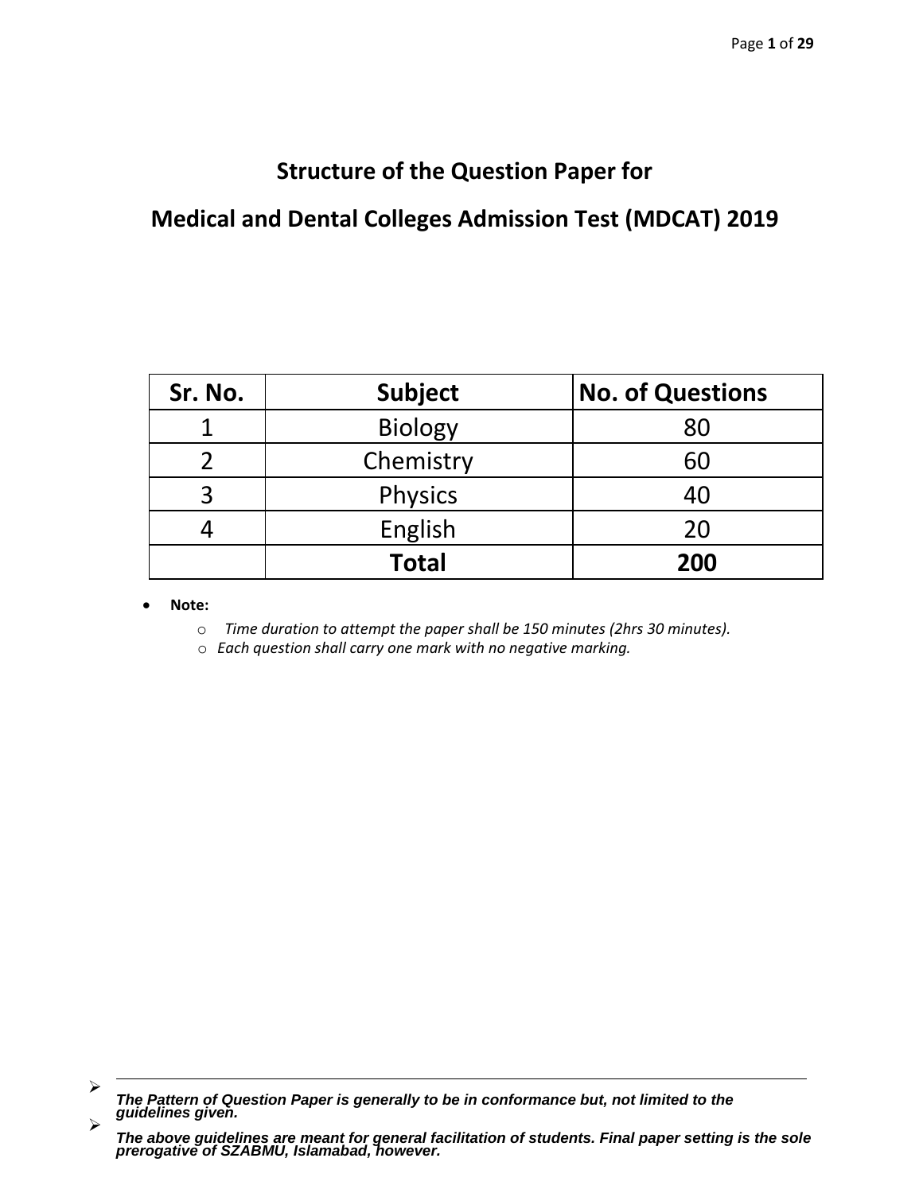# Structure of the Question Paper for

# Medical and Dental Colleges Admission Test (MDCAT) 2019

| Sr. No. | Subject | No. of Questions |
|---|---|---|
| 1 | Biology | 80 |
| 2 | Chemistry | 60 |
| 3 | Physics | 40 |
| 4 | English | 20 |
| | **Total** | **200** |

- **Note:**
  - *Time duration to attempt the paper shall be 150 minutes (2hrs 30 minutes).*
  - *Each question shall carry one mark with no negative marking.*

---

- ***The Pattern of Question Paper is generally to be in conformance but, not limited to the guidelines given.***
- ***The above guidelines are meant for general facilitation of students. Final paper setting is the sole prerogative of SZABMU, Islamabad, however.***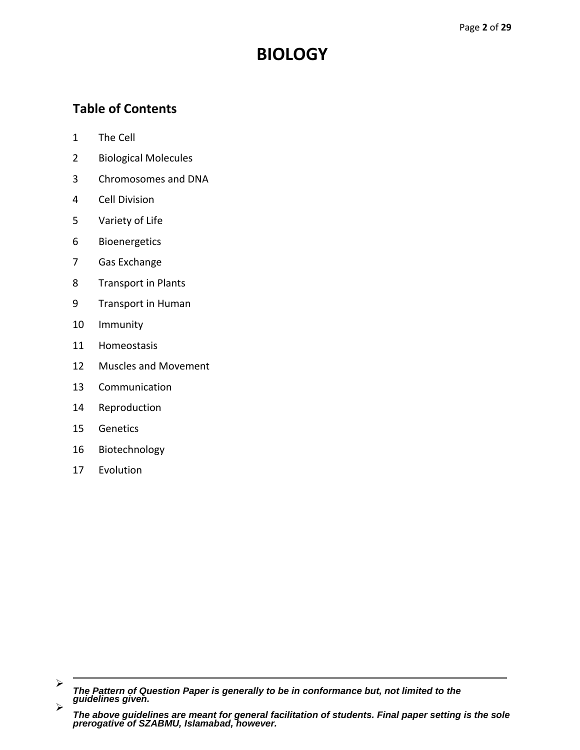# BIOLOGY

## Table of Contents

1 The Cell
2 Biological Molecules
3 Chromosomes and DNA
4 Cell Division
5 Variety of Life
6 Bioenergetics
7 Gas Exchange
8 Transport in Plants
9 Transport in Human
10 Immunity
11 Homeostasis
12 Muscles and Movement
13 Communication
14 Reproduction
15 Genetics
16 Biotechnology
17 Evolution

---

- ***The Pattern of Question Paper is generally to be in conformance but, not limited to the guidelines given.***
- ***The above guidelines are meant for general facilitation of students. Final paper setting is the sole prerogative of SZABMU, Islamabad, however.***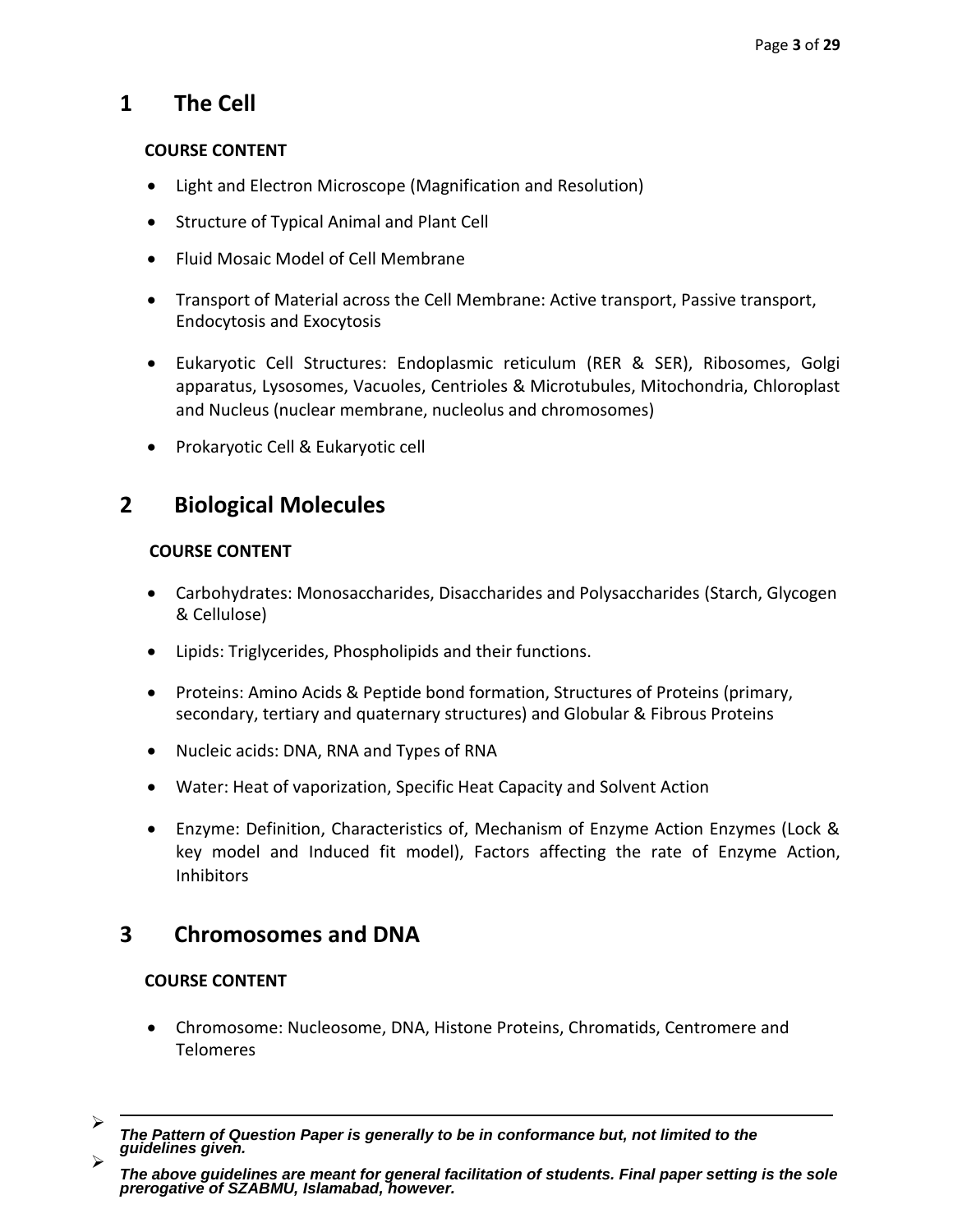## 1 The Cell

**COURSE CONTENT**

- Light and Electron Microscope (Magnification and Resolution)
- Structure of Typical Animal and Plant Cell
- Fluid Mosaic Model of Cell Membrane
- Transport of Material across the Cell Membrane: Active transport, Passive transport, Endocytosis and Exocytosis
- Eukaryotic Cell Structures: Endoplasmic reticulum (RER & SER), Ribosomes, Golgi apparatus, Lysosomes, Vacuoles, Centrioles & Microtubules, Mitochondria, Chloroplast and Nucleus (nuclear membrane, nucleolus and chromosomes)
- Prokaryotic Cell & Eukaryotic cell

## 2 Biological Molecules

**COURSE CONTENT**

- Carbohydrates: Monosaccharides, Disaccharides and Polysaccharides (Starch, Glycogen & Cellulose)
- Lipids: Triglycerides, Phospholipids and their functions.
- Proteins: Amino Acids & Peptide bond formation, Structures of Proteins (primary, secondary, tertiary and quaternary structures) and Globular & Fibrous Proteins
- Nucleic acids: DNA, RNA and Types of RNA
- Water: Heat of vaporization, Specific Heat Capacity and Solvent Action
- Enzyme: Definition, Characteristics of, Mechanism of Enzyme Action Enzymes (Lock & key model and Induced fit model), Factors affecting the rate of Enzyme Action, Inhibitors

## 3 Chromosomes and DNA

**COURSE CONTENT**

- Chromosome: Nucleosome, DNA, Histone Proteins, Chromatids, Centromere and Telomeres

---

- ***The Pattern of Question Paper is generally to be in conformance but, not limited to the guidelines given.***
- ***The above guidelines are meant for general facilitation of students. Final paper setting is the sole prerogative of SZABMU, Islamabad, however.***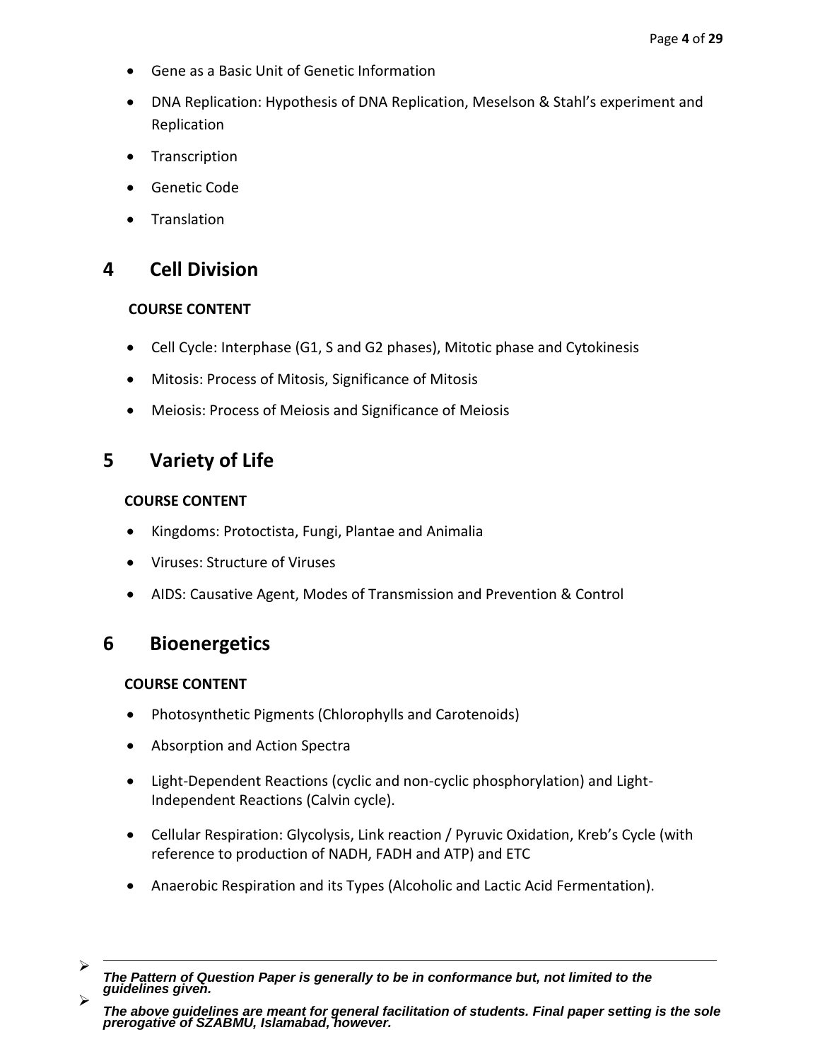- Gene as a Basic Unit of Genetic Information
- DNA Replication: Hypothesis of DNA Replication, Meselson & Stahl's experiment and Replication
- Transcription
- Genetic Code
- Translation

## 4 Cell Division

**COURSE CONTENT**

- Cell Cycle: Interphase (G1, S and G2 phases), Mitotic phase and Cytokinesis
- Mitosis: Process of Mitosis, Significance of Mitosis
- Meiosis: Process of Meiosis and Significance of Meiosis

## 5 Variety of Life

**COURSE CONTENT**

- Kingdoms: Protoctista, Fungi, Plantae and Animalia
- Viruses: Structure of Viruses
- AIDS: Causative Agent, Modes of Transmission and Prevention & Control

## 6 Bioenergetics

**COURSE CONTENT**

- Photosynthetic Pigments (Chlorophylls and Carotenoids)
- Absorption and Action Spectra
- Light-Dependent Reactions (cyclic and non-cyclic phosphorylation) and Light-Independent Reactions (Calvin cycle).
- Cellular Respiration: Glycolysis, Link reaction / Pyruvic Oxidation, Kreb's Cycle (with reference to production of NADH, FADH and ATP) and ETC
- Anaerobic Respiration and its Types (Alcoholic and Lactic Acid Fermentation).

---

- ***The Pattern of Question Paper is generally to be in conformance but, not limited to the guidelines given.***
- ***The above guidelines are meant for general facilitation of students. Final paper setting is the sole prerogative of SZABMU, Islamabad, however.***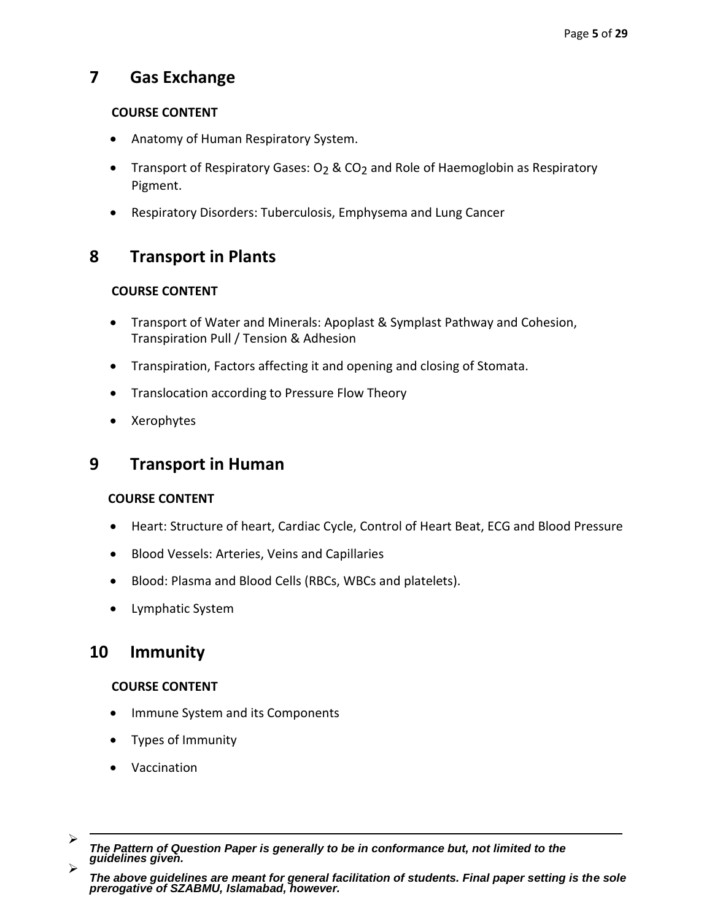## 7 Gas Exchange

**COURSE CONTENT**

- Anatomy of Human Respiratory System.
- Transport of Respiratory Gases: $O_2$ & $CO_2$ and Role of Haemoglobin as Respiratory Pigment.
- Respiratory Disorders: Tuberculosis, Emphysema and Lung Cancer

## 8 Transport in Plants

**COURSE CONTENT**

- Transport of Water and Minerals: Apoplast & Symplast Pathway and Cohesion, Transpiration Pull / Tension & Adhesion
- Transpiration, Factors affecting it and opening and closing of Stomata.
- Translocation according to Pressure Flow Theory
- Xerophytes

## 9 Transport in Human

**COURSE CONTENT**

- Heart: Structure of heart, Cardiac Cycle, Control of Heart Beat, ECG and Blood Pressure
- Blood Vessels: Arteries, Veins and Capillaries
- Blood: Plasma and Blood Cells (RBCs, WBCs and platelets).
- Lymphatic System

## 10 Immunity

**COURSE CONTENT**

- Immune System and its Components
- Types of Immunity
- Vaccination

---

- ***The Pattern of Question Paper is generally to be in conformance but, not limited to the guidelines given.***
- ***The above guidelines are meant for general facilitation of students. Final paper setting is the sole prerogative of SZABMU, Islamabad, however.***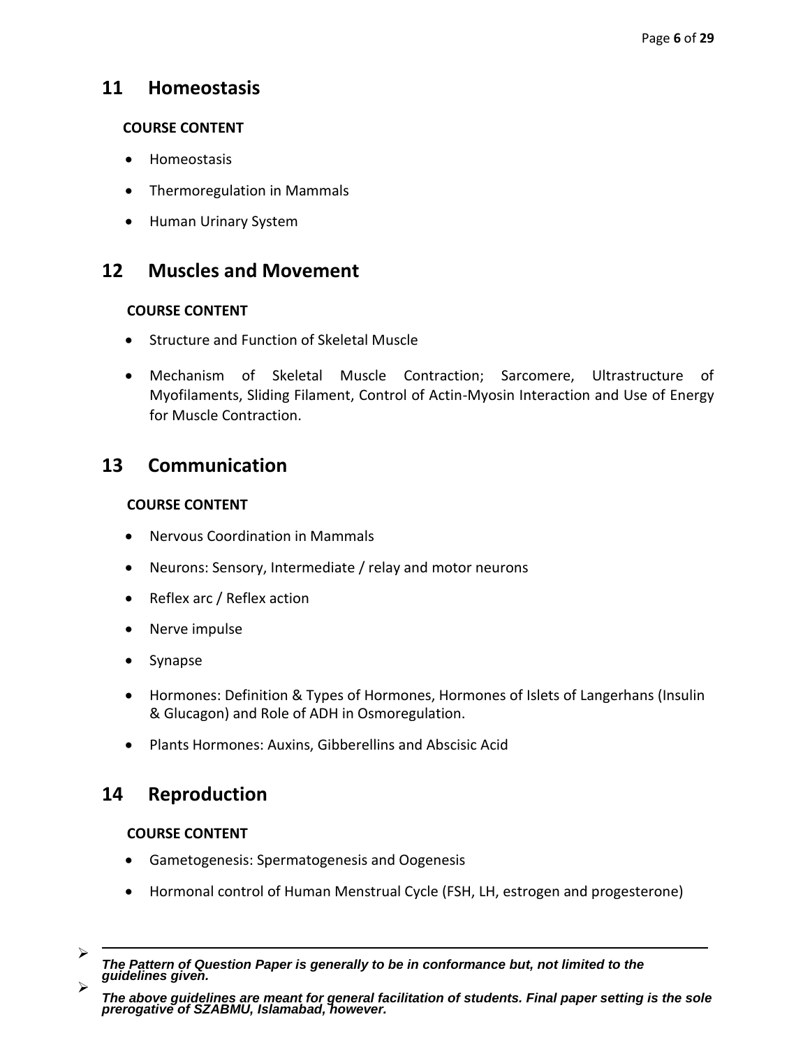## 11 Homeostasis

**COURSE CONTENT**

- Homeostasis
- Thermoregulation in Mammals
- Human Urinary System

## 12 Muscles and Movement

**COURSE CONTENT**

- Structure and Function of Skeletal Muscle
- Mechanism of Skeletal Muscle Contraction; Sarcomere, Ultrastructure of Myofilaments, Sliding Filament, Control of Actin-Myosin Interaction and Use of Energy for Muscle Contraction.

## 13 Communication

**COURSE CONTENT**

- Nervous Coordination in Mammals
- Neurons: Sensory, Intermediate / relay and motor neurons
- Reflex arc / Reflex action
- Nerve impulse
- Synapse
- Hormones: Definition & Types of Hormones, Hormones of Islets of Langerhans (Insulin & Glucagon) and Role of ADH in Osmoregulation.
- Plants Hormones: Auxins, Gibberellins and Abscisic Acid

## 14 Reproduction

**COURSE CONTENT**

- Gametogenesis: Spermatogenesis and Oogenesis
- Hormonal control of Human Menstrual Cycle (FSH, LH, estrogen and progesterone)

---

- ***The Pattern of Question Paper is generally to be in conformance but, not limited to the guidelines given.***
- ***The above guidelines are meant for general facilitation of students. Final paper setting is the sole prerogative of SZABMU, Islamabad, however.***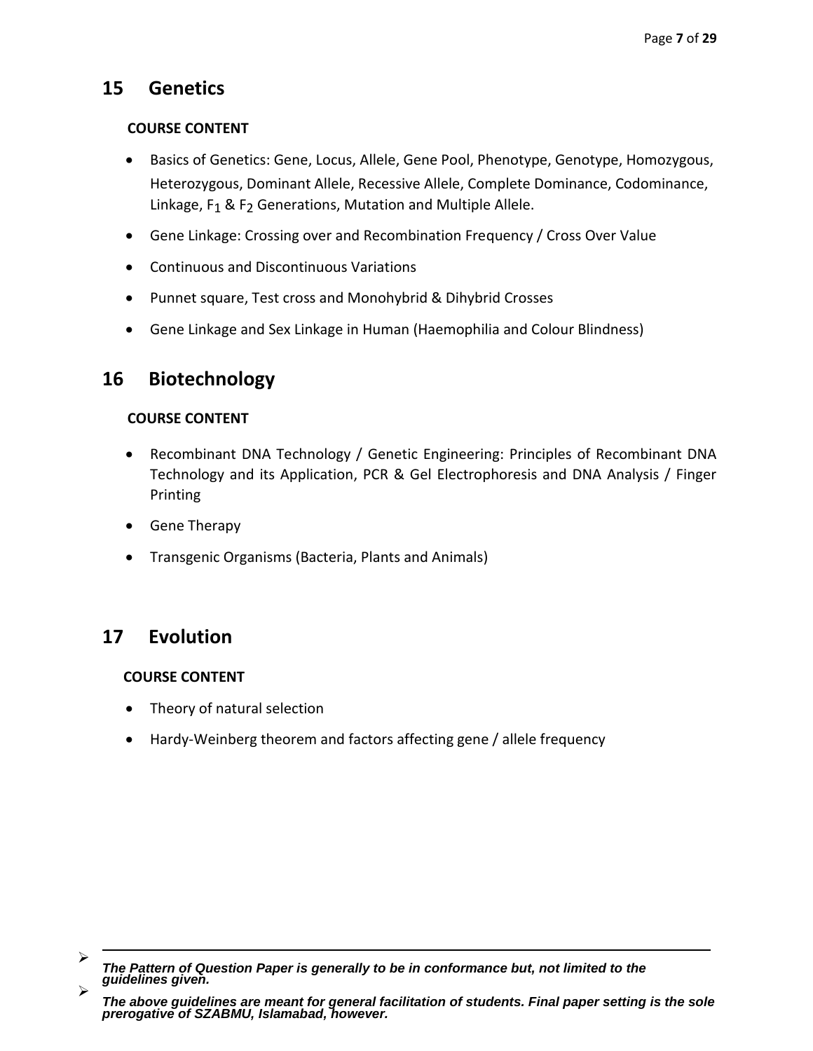## 15 Genetics

**COURSE CONTENT**

- Basics of Genetics: Gene, Locus, Allele, Gene Pool, Phenotype, Genotype, Homozygous, Heterozygous, Dominant Allele, Recessive Allele, Complete Dominance, Codominance, Linkage, $F_1$ & $F_2$ Generations, Mutation and Multiple Allele.
- Gene Linkage: Crossing over and Recombination Frequency / Cross Over Value
- Continuous and Discontinuous Variations
- Punnet square, Test cross and Monohybrid & Dihybrid Crosses
- Gene Linkage and Sex Linkage in Human (Haemophilia and Colour Blindness)

## 16 Biotechnology

**COURSE CONTENT**

- Recombinant DNA Technology / Genetic Engineering: Principles of Recombinant DNA Technology and its Application, PCR & Gel Electrophoresis and DNA Analysis / Finger Printing
- Gene Therapy
- Transgenic Organisms (Bacteria, Plants and Animals)

## 17 Evolution

**COURSE CONTENT**

- Theory of natural selection
- Hardy-Weinberg theorem and factors affecting gene / allele frequency

---

- ***The Pattern of Question Paper is generally to be in conformance but, not limited to the guidelines given.***
- ***The above guidelines are meant for general facilitation of students. Final paper setting is the sole prerogative of SZABMU, Islamabad, however.***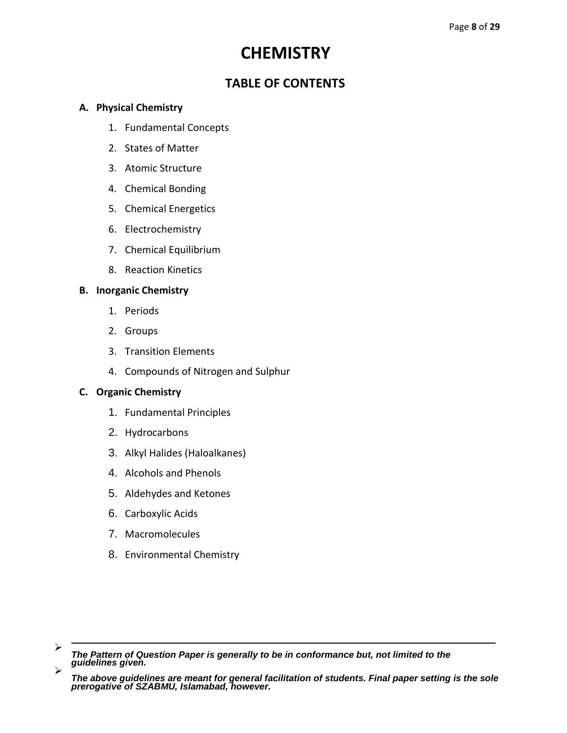# CHEMISTRY

## TABLE OF CONTENTS

**A. Physical Chemistry**

1. Fundamental Concepts
2. States of Matter
3. Atomic Structure
4. Chemical Bonding
5. Chemical Energetics
6. Electrochemistry
7. Chemical Equilibrium
8. Reaction Kinetics

**B. Inorganic Chemistry**

1. Periods
2. Groups
3. Transition Elements
4. Compounds of Nitrogen and Sulphur

**C. Organic Chemistry**

1. Fundamental Principles
2. Hydrocarbons
3. Alkyl Halides (Haloalkanes)
4. Alcohols and Phenols
5. Aldehydes and Ketones
6. Carboxylic Acids
7. Macromolecules
8. Environmental Chemistry

---

- ***The Pattern of Question Paper is generally to be in conformance but, not limited to the guidelines given.***
- ***The above guidelines are meant for general facilitation of students. Final paper setting is the sole prerogative of SZABMU, Islamabad, however.***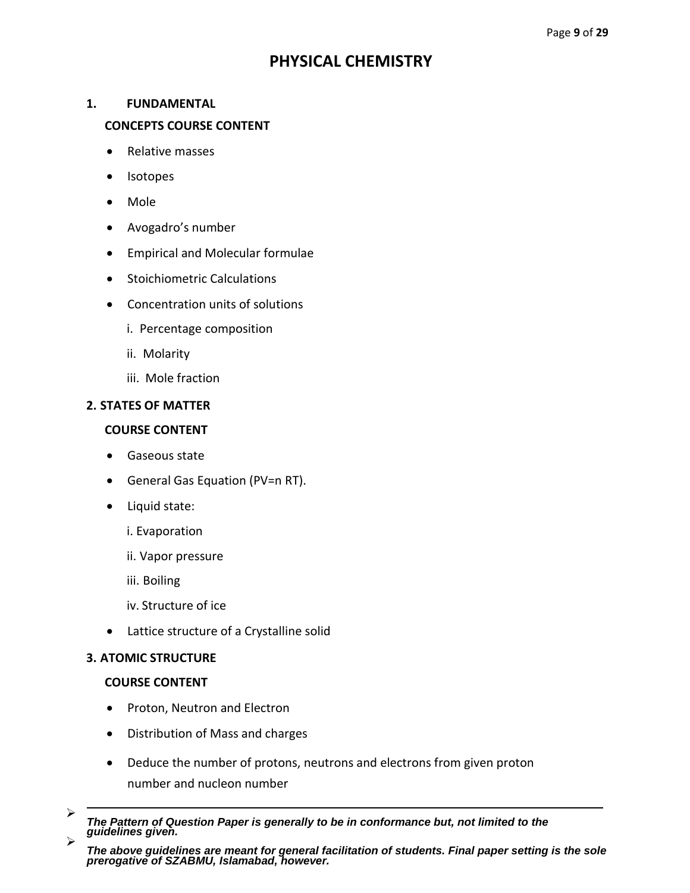# PHYSICAL CHEMISTRY

## 1. FUNDAMENTAL

**CONCEPTS COURSE CONTENT**

- Relative masses
- Isotopes
- Mole
- Avogadro's number
- Empirical and Molecular formulae
- Stoichiometric Calculations
- Concentration units of solutions
  - i. Percentage composition
  - ii. Molarity
  - iii. Mole fraction

## 2. STATES OF MATTER

**COURSE CONTENT**

- Gaseous state
- General Gas Equation (PV=n RT).
- Liquid state:
  - i. Evaporation
  - ii. Vapor pressure
  - iii. Boiling
  - iv. Structure of ice
- Lattice structure of a Crystalline solid

## 3. ATOMIC STRUCTURE

**COURSE CONTENT**

- Proton, Neutron and Electron
- Distribution of Mass and charges
- Deduce the number of protons, neutrons and electrons from given proton number and nucleon number

---

- ***The Pattern of Question Paper is generally to be in conformance but, not limited to the guidelines given.***
- ***The above guidelines are meant for general facilitation of students. Final paper setting is the sole prerogative of SZABMU, Islamabad, however.***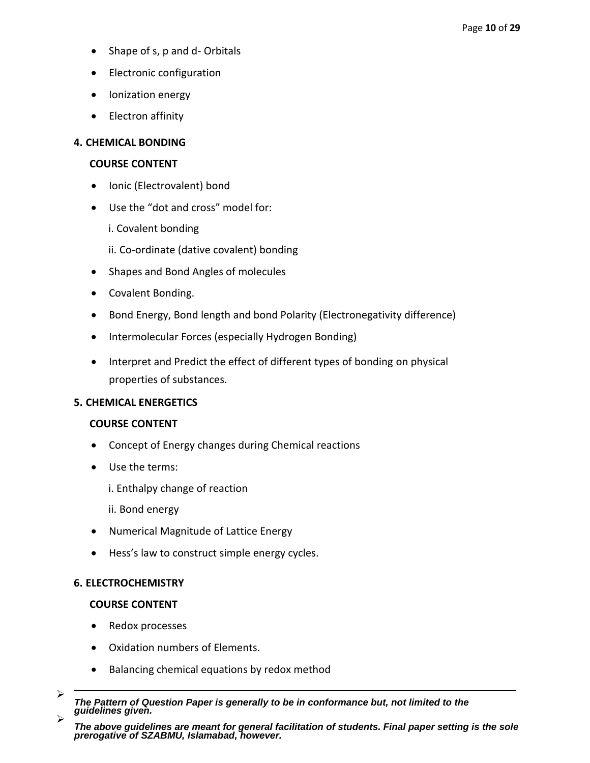- Shape of s, p and d- Orbitals
- Electronic configuration
- Ionization energy
- Electron affinity

**4. CHEMICAL BONDING**

**COURSE CONTENT**

- Ionic (Electrovalent) bond
- Use the “dot and cross” model for:

  i. Covalent bonding

  ii. Co-ordinate (dative covalent) bonding
- Shapes and Bond Angles of molecules
- Covalent Bonding.
- Bond Energy, Bond length and bond Polarity (Electronegativity difference)
- Intermolecular Forces (especially Hydrogen Bonding)
- Interpret and Predict the effect of different types of bonding on physical properties of substances.

**5. CHEMICAL ENERGETICS**

**COURSE CONTENT**

- Concept of Energy changes during Chemical reactions
- Use the terms:

  i. Enthalpy change of reaction

  ii. Bond energy
- Numerical Magnitude of Lattice Energy
- Hess’s law to construct simple energy cycles.

**6. ELECTROCHEMISTRY**

**COURSE CONTENT**

- Redox processes
- Oxidation numbers of Elements.
- Balancing chemical equations by redox method

---

- ***The Pattern of Question Paper is generally to be in conformance but, not limited to the guidelines given.***
- ***The above guidelines are meant for general facilitation of students. Final paper setting is the sole prerogative of SZABMU, Islamabad, however.***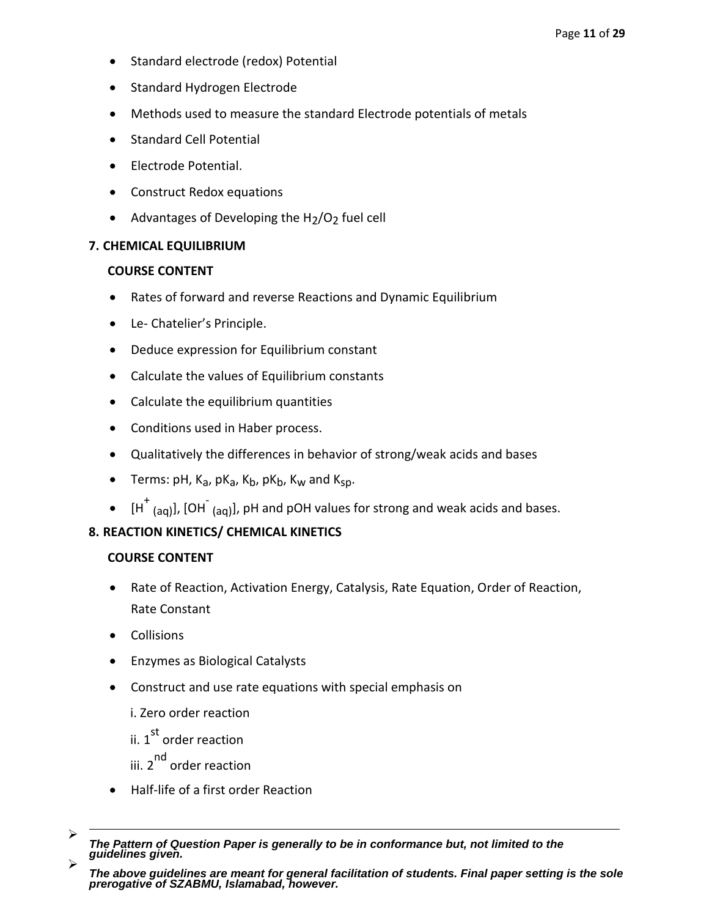- Standard electrode (redox) Potential
- Standard Hydrogen Electrode
- Methods used to measure the standard Electrode potentials of metals
- Standard Cell Potential
- Electrode Potential.
- Construct Redox equations
- Advantages of Developing the $H_2/O_2$ fuel cell

**7. CHEMICAL EQUILIBRIUM**

**COURSE CONTENT**

- Rates of forward and reverse Reactions and Dynamic Equilibrium
- Le- Chatelier's Principle.
- Deduce expression for Equilibrium constant
- Calculate the values of Equilibrium constants
- Calculate the equilibrium quantities
- Conditions used in Haber process.
- Qualitatively the differences in behavior of strong/weak acids and bases
- Terms: pH, $K_a$, $pK_a$, $K_b$, $pK_b$, $K_w$ and $K_{sp}$.
- $[H^+_{(aq)}]$, $[OH^-_{(aq)}]$, pH and pOH values for strong and weak acids and bases.

**8. REACTION KINETICS/ CHEMICAL KINETICS**

**COURSE CONTENT**

- Rate of Reaction, Activation Energy, Catalysis, Rate Equation, Order of Reaction, Rate Constant
- Collisions
- Enzymes as Biological Catalysts
- Construct and use rate equations with special emphasis on
  - i. Zero order reaction
  - ii. $1^{st}$ order reaction
  - iii. $2^{nd}$ order reaction
- Half-life of a first order Reaction

---

- ***The Pattern of Question Paper is generally to be in conformance but, not limited to the guidelines given.***
- ***The above guidelines are meant for general facilitation of students. Final paper setting is the sole prerogative of SZABMU, Islamabad, however.***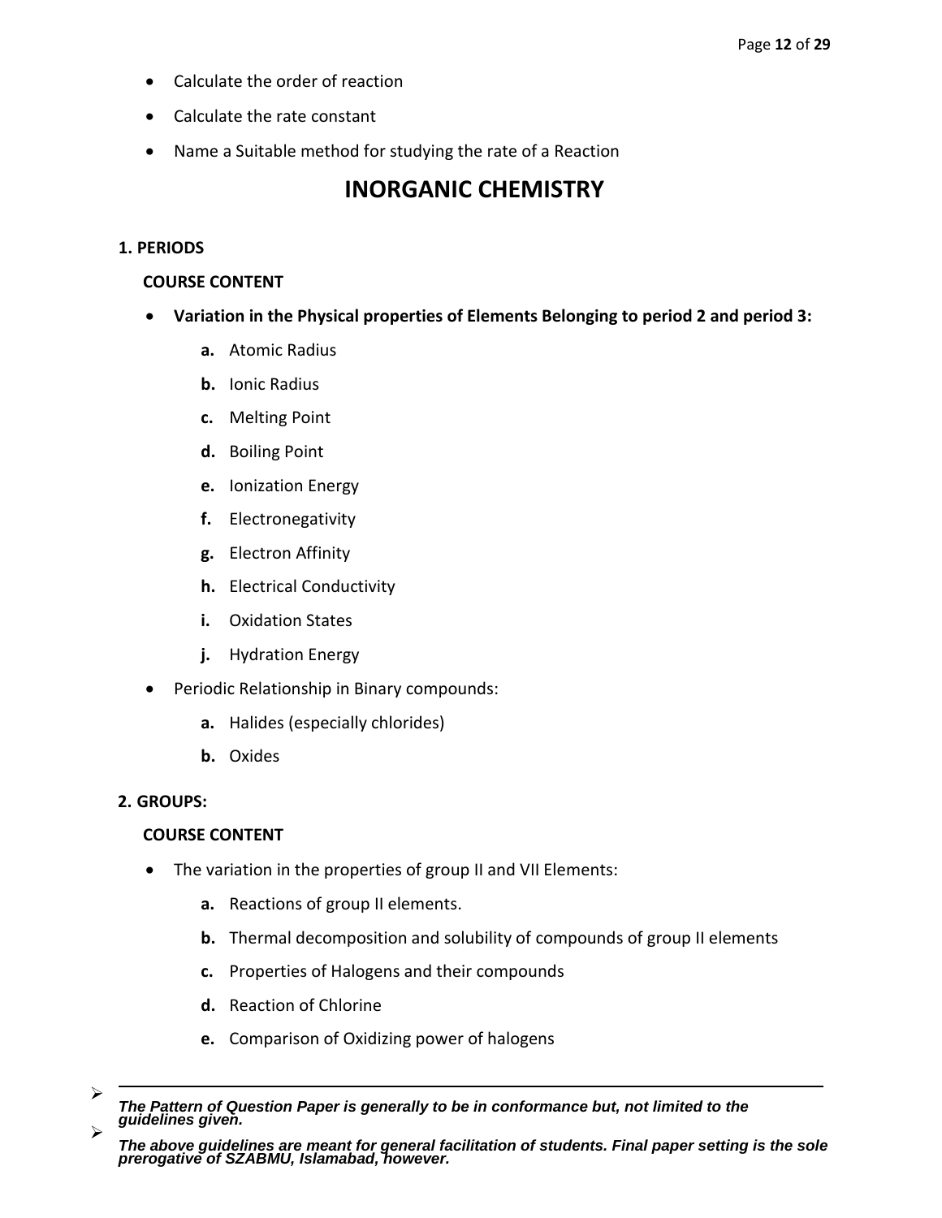- Calculate the order of reaction
- Calculate the rate constant
- Name a Suitable method for studying the rate of a Reaction

# INORGANIC CHEMISTRY

**1. PERIODS**

**COURSE CONTENT**

- **Variation in the Physical properties of Elements Belonging to period 2 and period 3:**
  - **a.** Atomic Radius
  - **b.** Ionic Radius
  - **c.** Melting Point
  - **d.** Boiling Point
  - **e.** Ionization Energy
  - **f.** Electronegativity
  - **g.** Electron Affinity
  - **h.** Electrical Conductivity
  - **i.** Oxidation States
  - **j.** Hydration Energy
- Periodic Relationship in Binary compounds:
  - **a.** Halides (especially chlorides)
  - **b.** Oxides

**2. GROUPS:**

**COURSE CONTENT**

- The variation in the properties of group II and VII Elements:
  - **a.** Reactions of group II elements.
  - **b.** Thermal decomposition and solubility of compounds of group II elements
  - **c.** Properties of Halogens and their compounds
  - **d.** Reaction of Chlorine
  - **e.** Comparison of Oxidizing power of halogens

---

- ***The Pattern of Question Paper is generally to be in conformance but, not limited to the guidelines given.***
- ***The above guidelines are meant for general facilitation of students. Final paper setting is the sole prerogative of SZABMU, Islamabad, however.***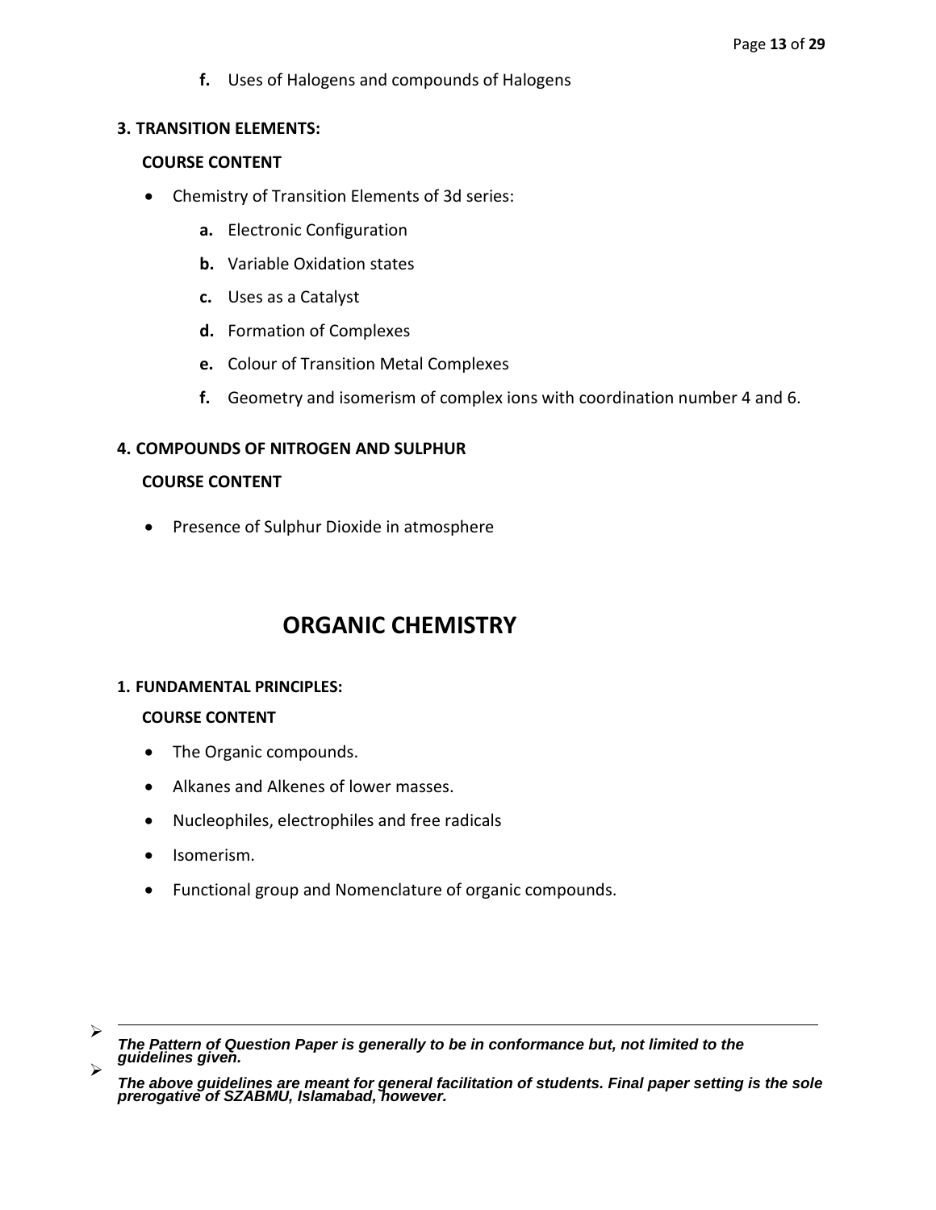f. Uses of Halogens and compounds of Halogens

**3. TRANSITION ELEMENTS:**

**COURSE CONTENT**

- Chemistry of Transition Elements of 3d series:
  - **a.** Electronic Configuration
  - **b.** Variable Oxidation states
  - **c.** Uses as a Catalyst
  - **d.** Formation of Complexes
  - **e.** Colour of Transition Metal Complexes
  - **f.** Geometry and isomerism of complex ions with coordination number 4 and 6.

**4. COMPOUNDS OF NITROGEN AND SULPHUR**

**COURSE CONTENT**

- Presence of Sulphur Dioxide in atmosphere

# ORGANIC CHEMISTRY

**1. FUNDAMENTAL PRINCIPLES:**

**COURSE CONTENT**

- The Organic compounds.
- Alkanes and Alkenes of lower masses.
- Nucleophiles, electrophiles and free radicals
- Isomerism.
- Functional group and Nomenclature of organic compounds.

---

- ***The Pattern of Question Paper is generally to be in conformance but, not limited to the guidelines given.***
- ***The above guidelines are meant for general facilitation of students. Final paper setting is the sole prerogative of SZABMU, Islamabad, however.***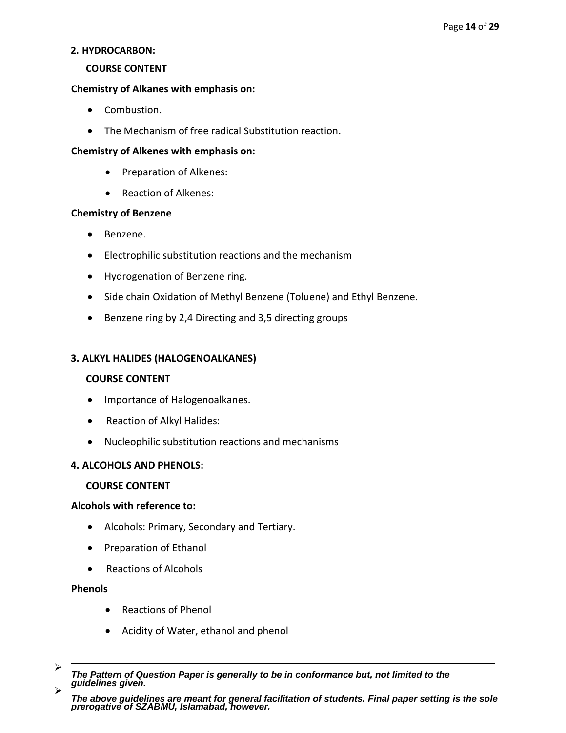## 2. HYDROCARBON:

**COURSE CONTENT**

**Chemistry of Alkanes with emphasis on:**

- Combustion.
- The Mechanism of free radical Substitution reaction.

**Chemistry of Alkenes with emphasis on:**

- Preparation of Alkenes:
- Reaction of Alkenes:

**Chemistry of Benzene**

- Benzene.
- Electrophilic substitution reactions and the mechanism
- Hydrogenation of Benzene ring.
- Side chain Oxidation of Methyl Benzene (Toluene) and Ethyl Benzene.
- Benzene ring by 2,4 Directing and 3,5 directing groups

## 3. ALKYL HALIDES (HALOGENOALKANES)

**COURSE CONTENT**

- Importance of Halogenoalkanes.
- Reaction of Alkyl Halides:
- Nucleophilic substitution reactions and mechanisms

## 4. ALCOHOLS AND PHENOLS:

**COURSE CONTENT**

**Alcohols with reference to:**

- Alcohols: Primary, Secondary and Tertiary.
- Preparation of Ethanol
- Reactions of Alcohols

**Phenols**

- Reactions of Phenol
- Acidity of Water, ethanol and phenol

---

- ***The Pattern of Question Paper is generally to be in conformance but, not limited to the guidelines given.***
- ***The above guidelines are meant for general facilitation of students. Final paper setting is the sole prerogative of SZABMU, Islamabad, however.***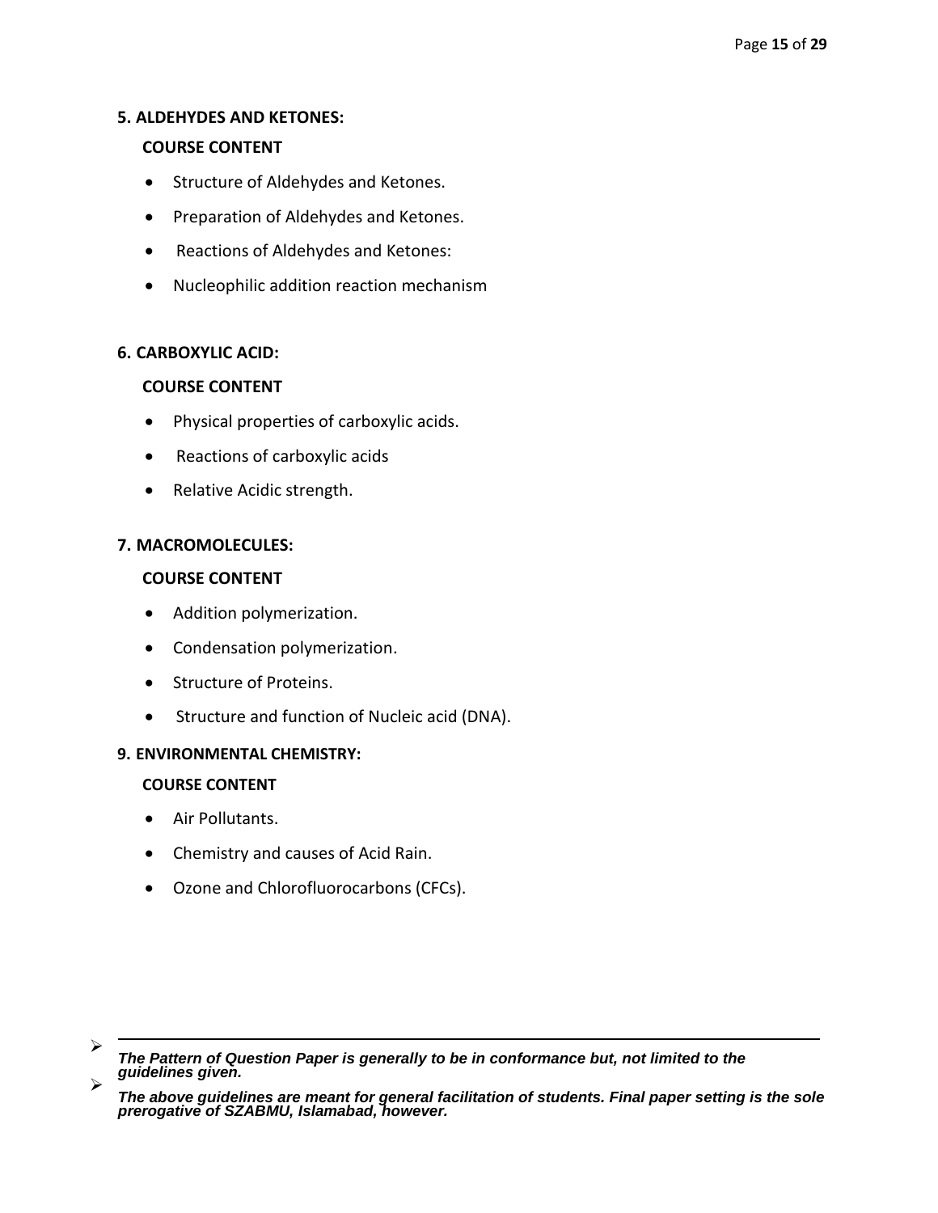### 5. ALDEHYDES AND KETONES:

**COURSE CONTENT**

- Structure of Aldehydes and Ketones.
- Preparation of Aldehydes and Ketones.
- Reactions of Aldehydes and Ketones:
- Nucleophilic addition reaction mechanism

### 6. CARBOXYLIC ACID:

**COURSE CONTENT**

- Physical properties of carboxylic acids.
- Reactions of carboxylic acids
- Relative Acidic strength.

### 7. MACROMOLECULES:

**COURSE CONTENT**

- Addition polymerization.
- Condensation polymerization.
- Structure of Proteins.
- Structure and function of Nucleic acid (DNA).

### 9. ENVIRONMENTAL CHEMISTRY:

**COURSE CONTENT**

- Air Pollutants.
- Chemistry and causes of Acid Rain.
- Ozone and Chlorofluorocarbons (CFCs).

---

- ***The Pattern of Question Paper is generally to be in conformance but, not limited to the guidelines given.***
- ***The above guidelines are meant for general facilitation of students. Final paper setting is the sole prerogative of SZABMU, Islamabad, however.***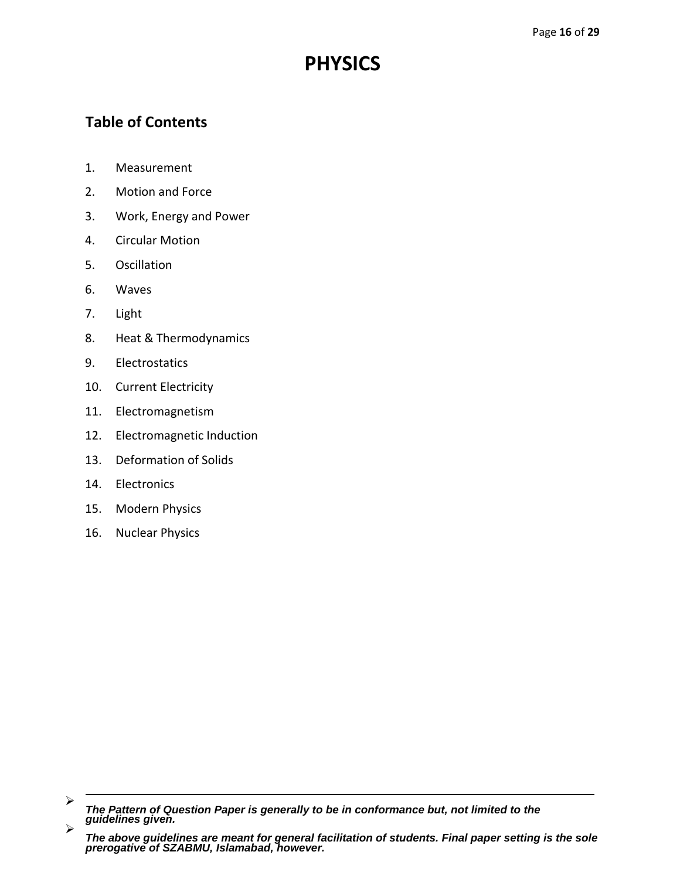# PHYSICS

## Table of Contents

1. Measurement
2. Motion and Force
3. Work, Energy and Power
4. Circular Motion
5. Oscillation
6. Waves
7. Light
8. Heat & Thermodynamics
9. Electrostatics
10. Current Electricity
11. Electromagnetism
12. Electromagnetic Induction
13. Deformation of Solids
14. Electronics
15. Modern Physics
16. Nuclear Physics

---

- ***The Pattern of Question Paper is generally to be in conformance but, not limited to the guidelines given.***
- ***The above guidelines are meant for general facilitation of students. Final paper setting is the sole prerogative of SZABMU, Islamabad, however.***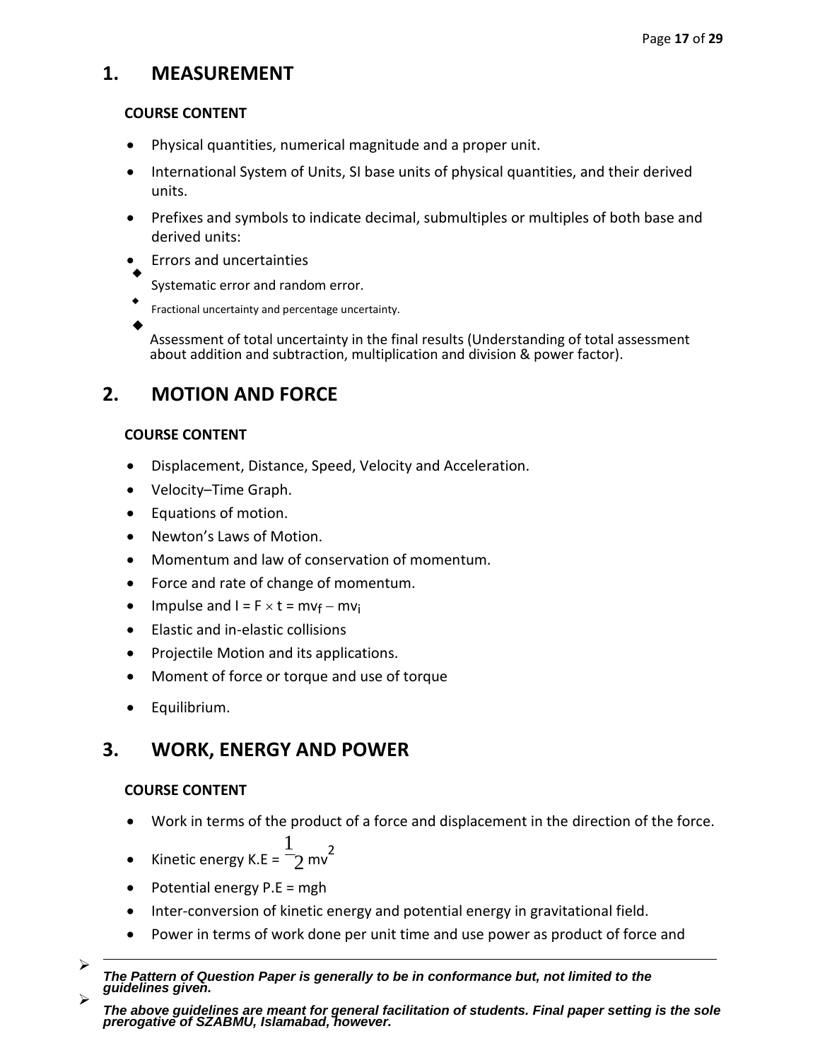## 1. MEASUREMENT

**COURSE CONTENT**

- Physical quantities, numerical magnitude and a proper unit.
- International System of Units, SI base units of physical quantities, and their derived units.
- Prefixes and symbols to indicate decimal, submultiples or multiples of both base and derived units:
- Errors and uncertainties
  - Systematic error and random error.
  - Fractional uncertainty and percentage uncertainty.
  - Assessment of total uncertainty in the final results (Understanding of total assessment about addition and subtraction, multiplication and division & power factor).

## 2. MOTION AND FORCE

**COURSE CONTENT**

- Displacement, Distance, Speed, Velocity and Acceleration.
- Velocity–Time Graph.
- Equations of motion.
- Newton's Laws of Motion.
- Momentum and law of conservation of momentum.
- Force and rate of change of momentum.
- Impulse and $I = F \times t = mv_f - mv_i$
- Elastic and in-elastic collisions
- Projectile Motion and its applications.
- Moment of force or torque and use of torque
- Equilibrium.

## 3. WORK, ENERGY AND POWER

**COURSE CONTENT**

- Work in terms of the product of a force and displacement in the direction of the force.
- Kinetic energy $K.E = \frac{1}{2} mv^2$
- Potential energy $P.E = mgh$
- Inter-conversion of kinetic energy and potential energy in gravitational field.
- Power in terms of work done per unit time and use power as product of force and

---

- ***The Pattern of Question Paper is generally to be in conformance but, not limited to the guidelines given.***
- ***The above guidelines are meant for general facilitation of students. Final paper setting is the sole prerogative of SZABMU, Islamabad, however.***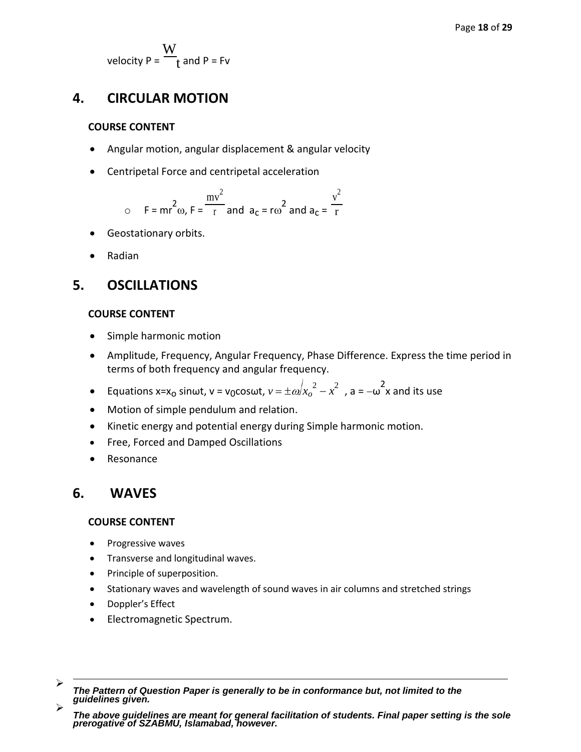velocity $P = \frac{W}{t}$ and $P = Fv$

## 4. CIRCULAR MOTION

**COURSE CONTENT**

- Angular motion, angular displacement & angular velocity
- Centripetal Force and centripetal acceleration
  - $F = mr^2\omega$, $F = \frac{mv^2}{r}$ and $a_c = r\omega^2$ and $a_c = \frac{v^2}{r}$
- Geostationary orbits.
- Radian

## 5. OSCILLATIONS

**COURSE CONTENT**

- Simple harmonic motion
- Amplitude, Frequency, Angular Frequency, Phase Difference. Express the time period in terms of both frequency and angular frequency.
- Equations $x = x_o \sin\omega t$, $v = v_0 \cos\omega t$, $v = \pm\omega\sqrt{x_o^2 - x^2}$ , $a = -\omega^2 x$ and its use
- Motion of simple pendulum and relation.
- Kinetic energy and potential energy during Simple harmonic motion.
- Free, Forced and Damped Oscillations
- Resonance

## 6. WAVES

**COURSE CONTENT**

- Progressive waves
- Transverse and longitudinal waves.
- Principle of superposition.
- Stationary waves and wavelength of sound waves in air columns and stretched strings
- Doppler's Effect
- Electromagnetic Spectrum.

---

- ***The Pattern of Question Paper is generally to be in conformance but, not limited to the guidelines given.***
- ***The above guidelines are meant for general facilitation of students. Final paper setting is the sole prerogative of SZABMU, Islamabad, however.***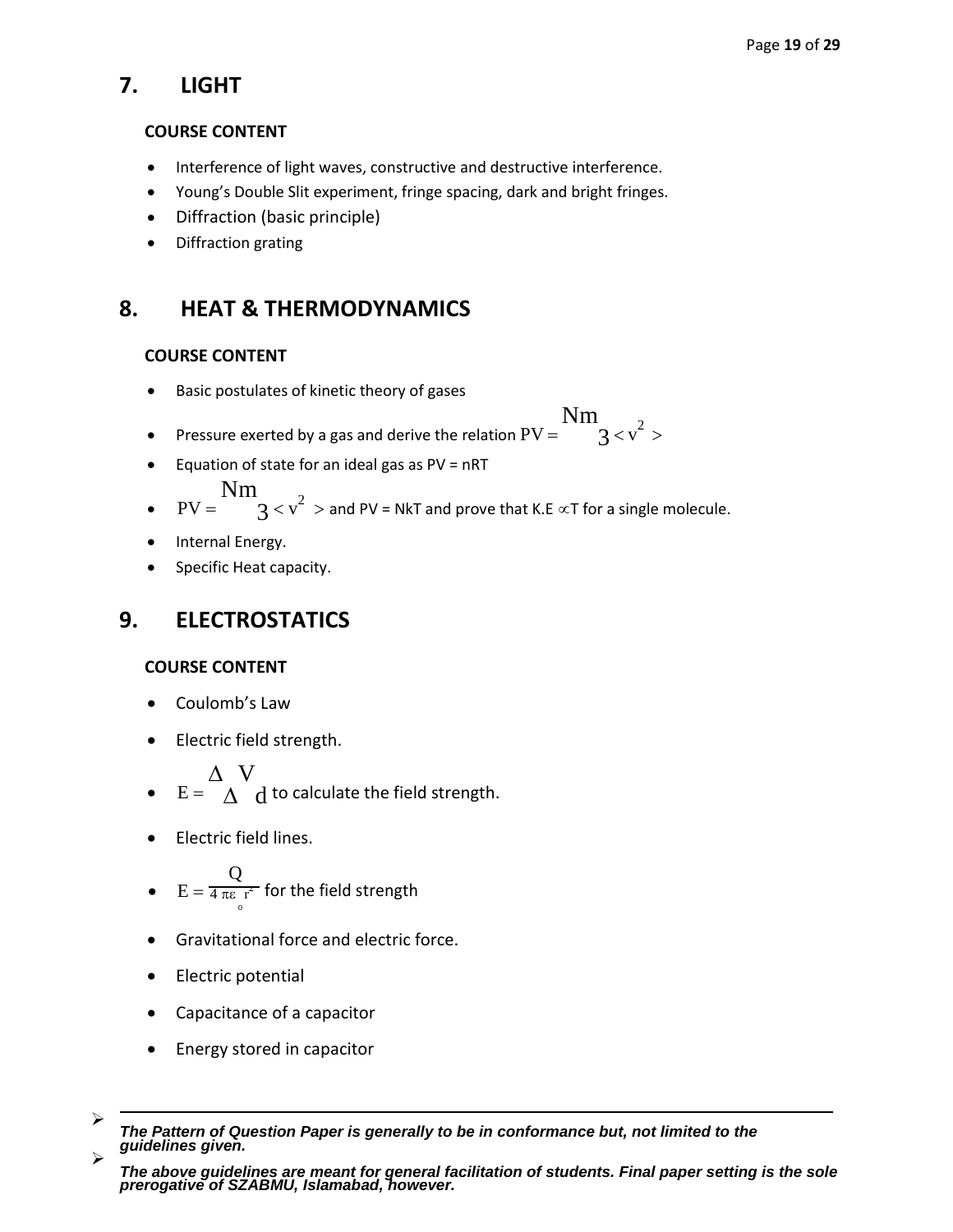## 7. LIGHT

### COURSE CONTENT

- Interference of light waves, constructive and destructive interference.
- Young's Double Slit experiment, fringe spacing, dark and bright fringes.
- Diffraction (basic principle)
- Diffraction grating

## 8. HEAT & THERMODYNAMICS

### COURSE CONTENT

- Basic postulates of kinetic theory of gases
- Pressure exerted by a gas and derive the relation $PV = \frac{Nm}{3} < v^2 >$
- Equation of state for an ideal gas as PV = nRT
- $PV = \frac{Nm}{3} < v^2 >$ and PV = NkT and prove that K.E $\propto$T for a single molecule.
- Internal Energy.
- Specific Heat capacity.

## 9. ELECTROSTATICS

### COURSE CONTENT

- Coulomb's Law
- Electric field strength.
- $E = \frac{\Delta V}{\Delta d}$ to calculate the field strength.
- Electric field lines.
- $E = \frac{Q}{4 \pi \varepsilon_o r^2}$ for the field strength
- Gravitational force and electric force.
- Electric potential
- Capacitance of a capacitor
- Energy stored in capacitor

---

- ***The Pattern of Question Paper is generally to be in conformance but, not limited to the guidelines given.***
- ***The above guidelines are meant for general facilitation of students. Final paper setting is the sole prerogative of SZABMU, Islamabad, however.***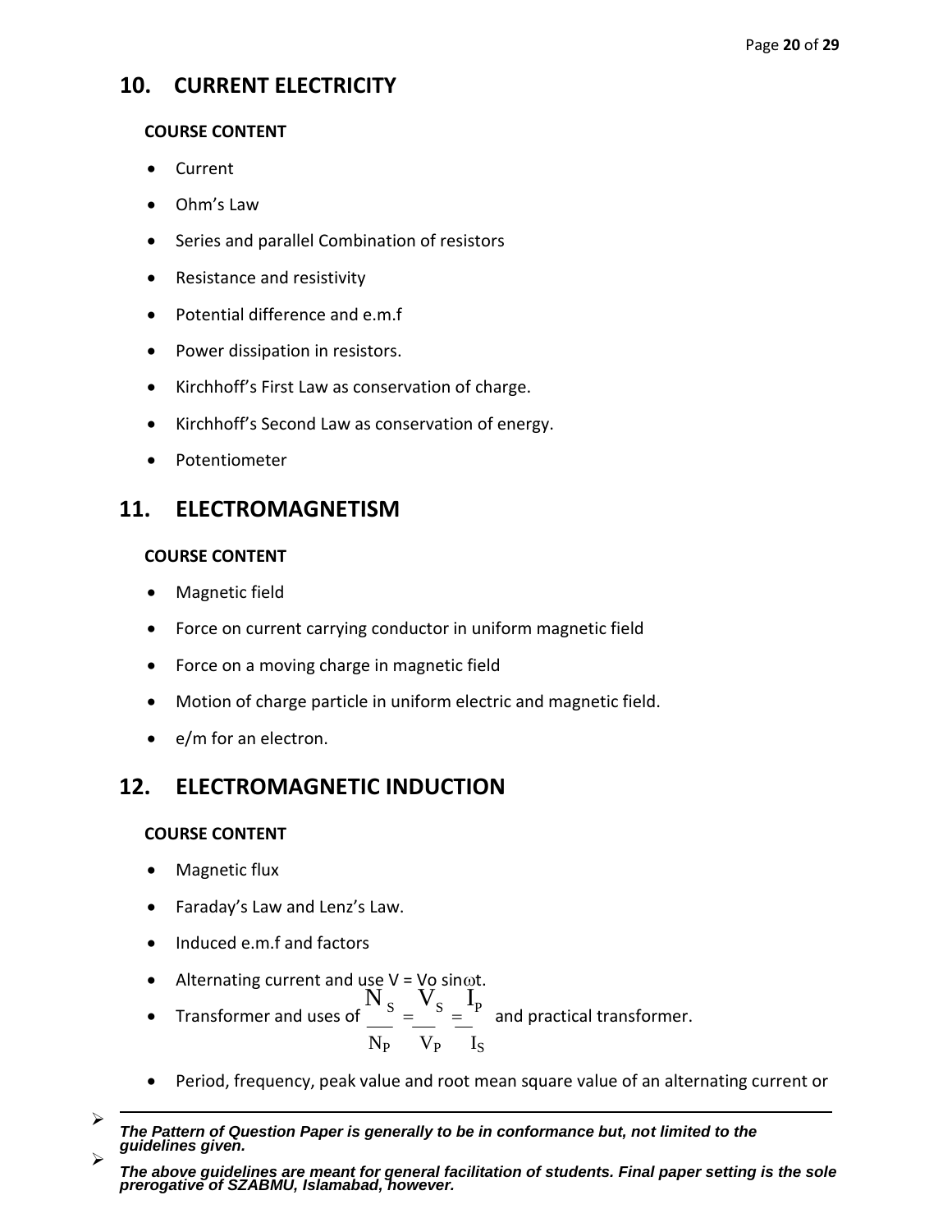## 10. CURRENT ELECTRICITY

**COURSE CONTENT**

- Current
- Ohm's Law
- Series and parallel Combination of resistors
- Resistance and resistivity
- Potential difference and e.m.f
- Power dissipation in resistors.
- Kirchhoff's First Law as conservation of charge.
- Kirchhoff's Second Law as conservation of energy.
- Potentiometer

## 11. ELECTROMAGNETISM

**COURSE CONTENT**

- Magnetic field
- Force on current carrying conductor in uniform magnetic field
- Force on a moving charge in magnetic field
- Motion of charge particle in uniform electric and magnetic field.
- e/m for an electron.

## 12. ELECTROMAGNETIC INDUCTION

**COURSE CONTENT**

- Magnetic flux
- Faraday's Law and Lenz's Law.
- Induced e.m.f and factors
- Alternating current and use $V = V_o \sin\omega t$.
- Transformer and uses of $\frac{N_S}{N_P} = \frac{V_S}{V_P} = \frac{I_P}{I_S}$ and practical transformer.
- Period, frequency, peak value and root mean square value of an alternating current or

---

- ***The Pattern of Question Paper is generally to be in conformance but, not limited to the guidelines given.***
- ***The above guidelines are meant for general facilitation of students. Final paper setting is the sole prerogative of SZABMU, Islamabad, however.***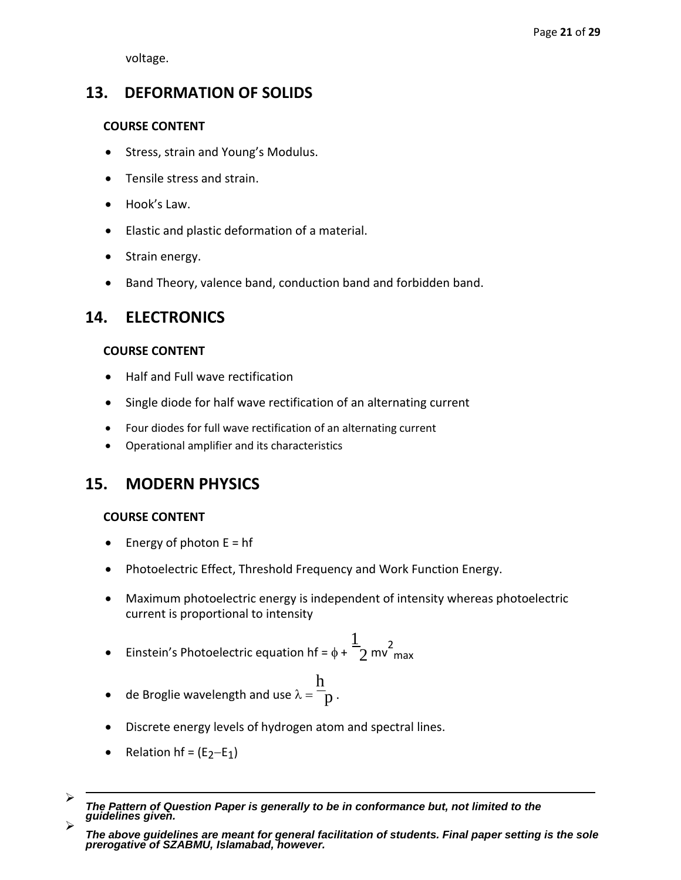voltage.

## 13. DEFORMATION OF SOLIDS

**COURSE CONTENT**

- Stress, strain and Young's Modulus.
- Tensile stress and strain.
- Hook's Law.
- Elastic and plastic deformation of a material.
- Strain energy.
- Band Theory, valence band, conduction band and forbidden band.

## 14. ELECTRONICS

**COURSE CONTENT**

- Half and Full wave rectification
- Single diode for half wave rectification of an alternating current
- Four diodes for full wave rectification of an alternating current
- Operational amplifier and its characteristics

## 15. MODERN PHYSICS

**COURSE CONTENT**

- Energy of photon E = hf
- Photoelectric Effect, Threshold Frequency and Work Function Energy.
- Maximum photoelectric energy is independent of intensity whereas photoelectric current is proportional to intensity
- Einstein's Photoelectric equation $hf = \phi + \frac{1}{2} mv^2_{max}$
- de Broglie wavelength and use $\lambda = \frac{h}{p}$.
- Discrete energy levels of hydrogen atom and spectral lines.
- Relation $hf = (E_2 - E_1)$

---

- ***The Pattern of Question Paper is generally to be in conformance but, not limited to the guidelines given.***
- ***The above guidelines are meant for general facilitation of students. Final paper setting is the sole prerogative of SZABMU, Islamabad, however.***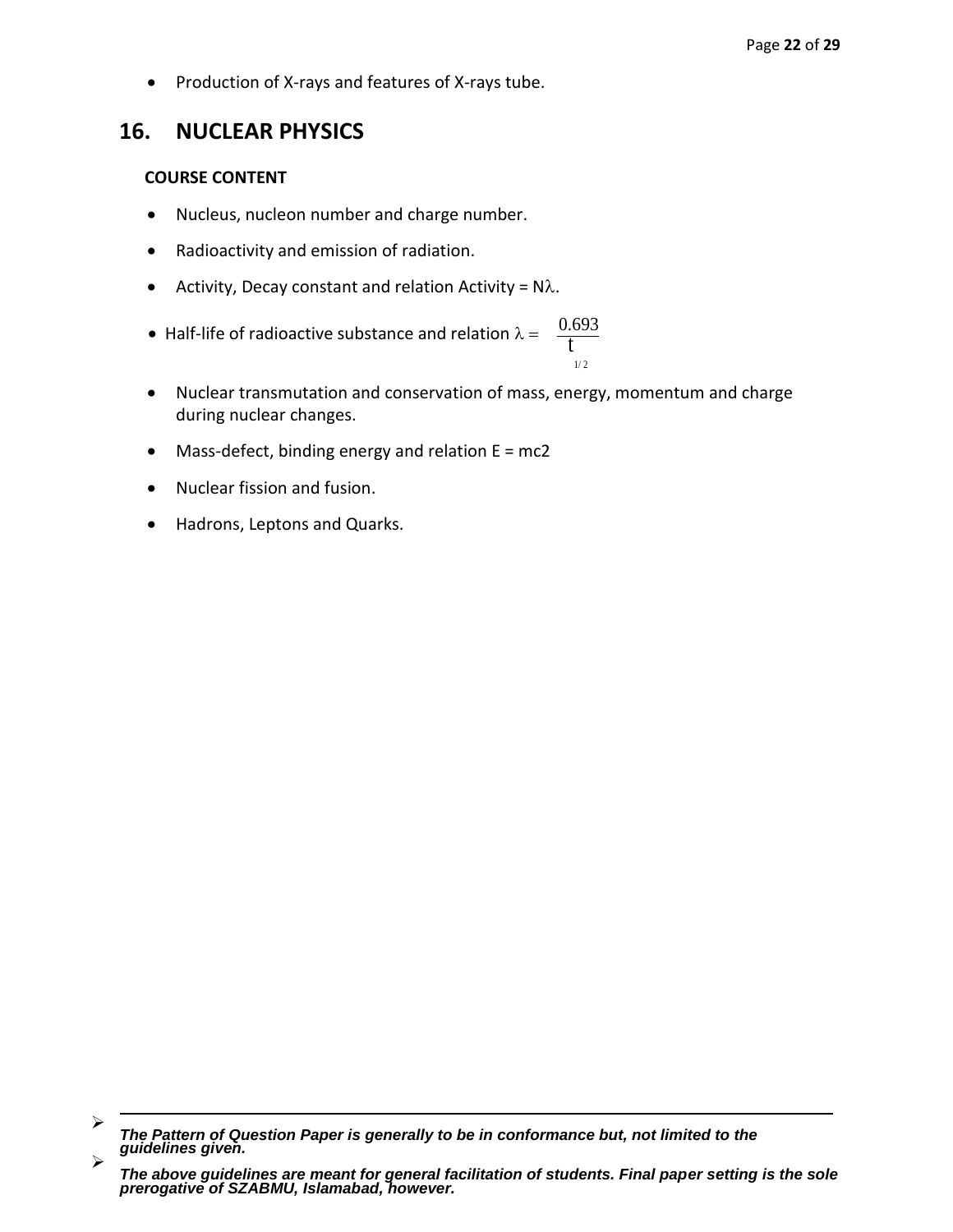- Production of X-rays and features of X-rays tube.

## 16. NUCLEAR PHYSICS

**COURSE CONTENT**

- Nucleus, nucleon number and charge number.
- Radioactivity and emission of radiation.
- Activity, Decay constant and relation Activity = N$\lambda$.
- Half-life of radioactive substance and relation $\lambda = \frac{0.693}{t_{1/2}}$
- Nuclear transmutation and conservation of mass, energy, momentum and charge during nuclear changes.
- Mass-defect, binding energy and relation E = mc2
- Nuclear fission and fusion.
- Hadrons, Leptons and Quarks.

---

- ***The Pattern of Question Paper is generally to be in conformance but, not limited to the guidelines given.***
- ***The above guidelines are meant for general facilitation of students. Final paper setting is the sole prerogative of SZABMU, Islamabad, however.***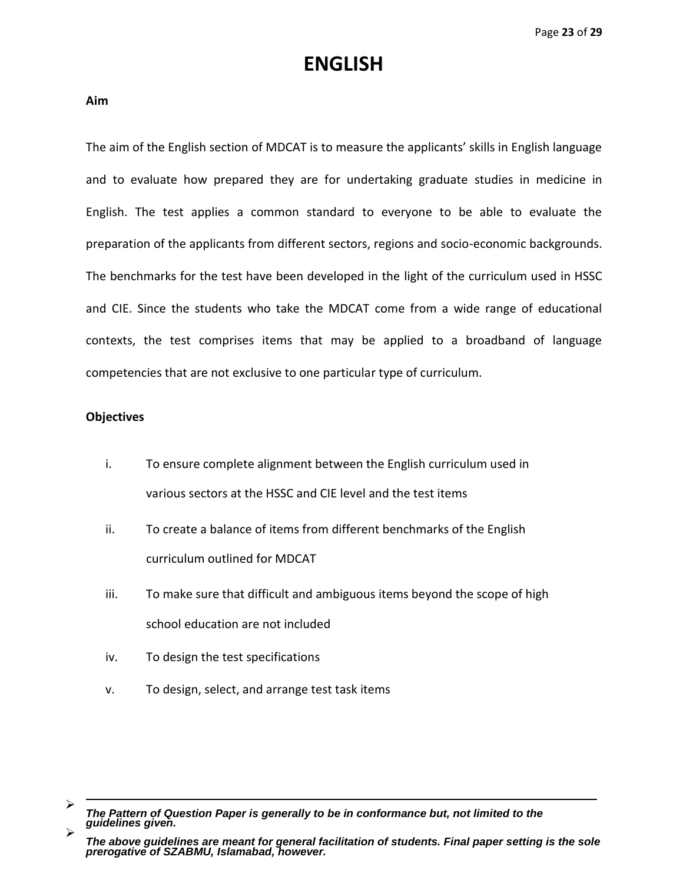# ENGLISH

**Aim**

The aim of the English section of MDCAT is to measure the applicants' skills in English language and to evaluate how prepared they are for undertaking graduate studies in medicine in English. The test applies a common standard to everyone to be able to evaluate the preparation of the applicants from different sectors, regions and socio-economic backgrounds. The benchmarks for the test have been developed in the light of the curriculum used in HSSC and CIE. Since the students who take the MDCAT come from a wide range of educational contexts, the test comprises items that may be applied to a broadband of language competencies that are not exclusive to one particular type of curriculum.

**Objectives**

i. To ensure complete alignment between the English curriculum used in various sectors at the HSSC and CIE level and the test items

ii. To create a balance of items from different benchmarks of the English curriculum outlined for MDCAT

iii. To make sure that difficult and ambiguous items beyond the scope of high school education are not included

iv. To design the test specifications

v. To design, select, and arrange test task items

---

- ***The Pattern of Question Paper is generally to be in conformance but, not limited to the guidelines given.***
- ***The above guidelines are meant for general facilitation of students. Final paper setting is the sole prerogative of SZABMU, Islamabad, however.***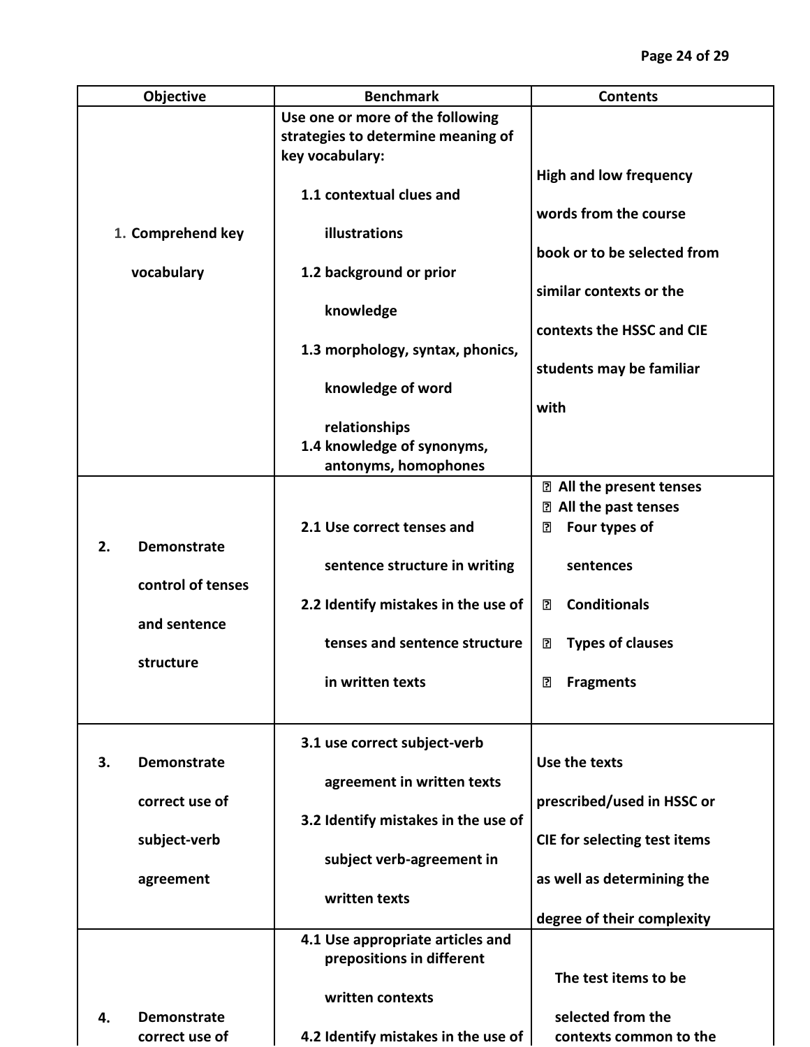| Objective | Benchmark | Contents |
|---|---|---|
| 1. Comprehend key vocabulary | Use one or more of the following strategies to determine meaning of key vocabulary:<br>1.1 contextual clues and illustrations<br>1.2 background or prior knowledge<br>1.3 morphology, syntax, phonics, knowledge of word relationships<br>1.4 knowledge of synonyms, antonyms, homophones | High and low frequency words from the course book or to be selected from similar contexts or the contexts the HSSC and CIE students may be familiar with |
| 2. Demonstrate control of tenses and sentence structure | 2.1 Use correct tenses and sentence structure in writing<br>2.2 Identify mistakes in the use of tenses and sentence structure in written texts | • All the present tenses<br>• All the past tenses<br>• Four types of sentences<br>• Conditionals<br>• Types of clauses<br>• Fragments |
| 3. Demonstrate correct use of subject-verb agreement | 3.1 use correct subject-verb agreement in written texts<br>3.2 Identify mistakes in the use of subject verb-agreement in written texts | Use the texts prescribed/used in HSSC or CIE for selecting test items as well as determining the degree of their complexity |
| 4. Demonstrate correct use of | 4.1 Use appropriate articles and prepositions in different written contexts<br>4.2 Identify mistakes in the use of | The test items to be selected from the contexts common to the |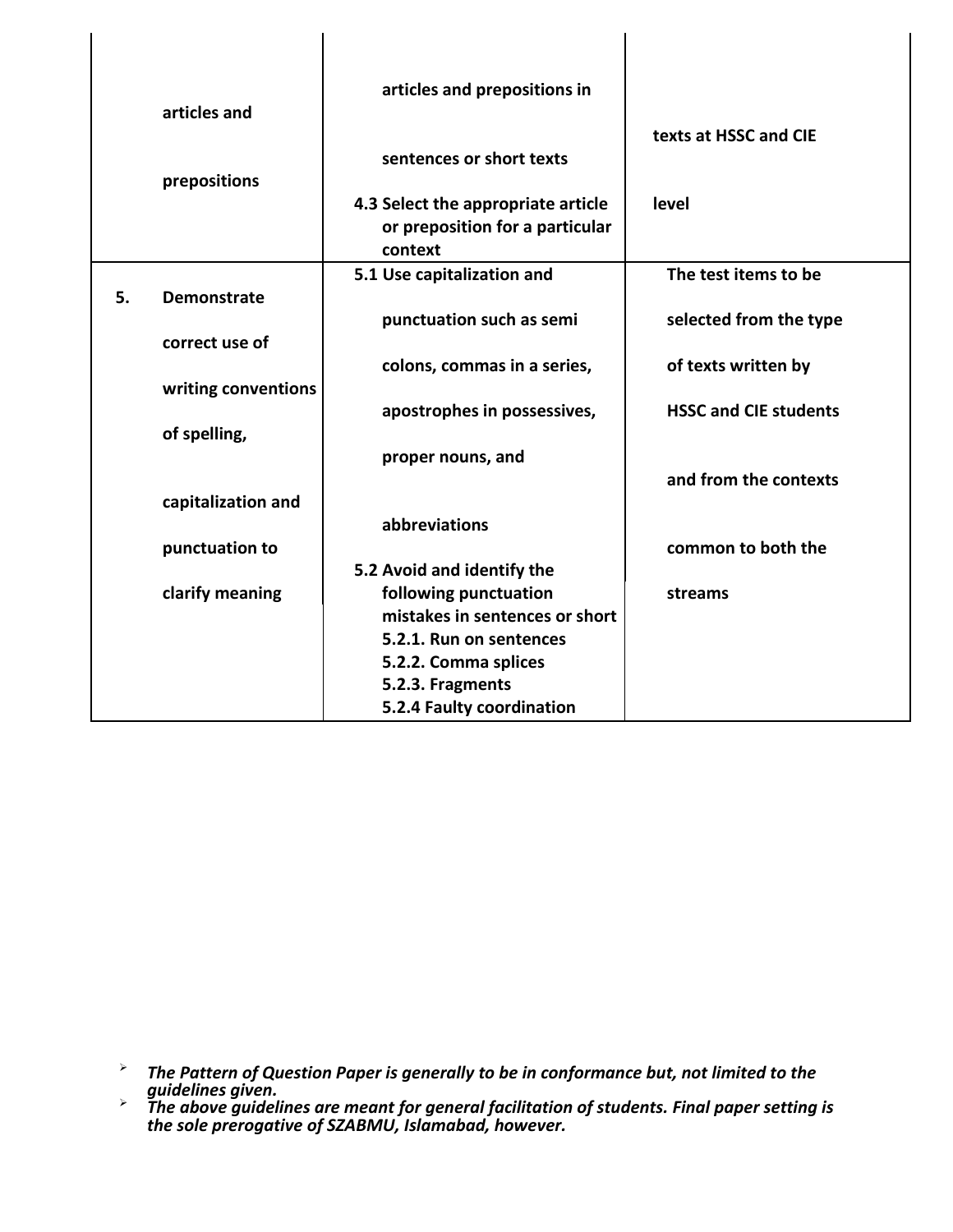| | | | |
|---|---|---|---|
| | articles and prepositions | articles and prepositions in sentences or short texts<br>4.3 Select the appropriate article or preposition for a particular context | texts at HSSC and CIE level |
| 5. | Demonstrate correct use of writing conventions of spelling, capitalization and punctuation to clarify meaning | 5.1 Use capitalization and punctuation such as semi colons, commas in a series, apostrophes in possessives, proper nouns, and abbreviations<br>5.2 Avoid and identify the following punctuation mistakes in sentences or short<br>5.2.1. Run on sentences<br>5.2.2. Comma splices<br>5.2.3. Fragments<br>5.2.4 Faulty coordination | The test items to be selected from the type of texts written by HSSC and CIE students and from the contexts common to both the streams |

- ***The Pattern of Question Paper is generally to be in conformance but, not limited to the guidelines given.***
- ***The above guidelines are meant for general facilitation of students. Final paper setting is the sole prerogative of SZABMU, Islamabad, however.***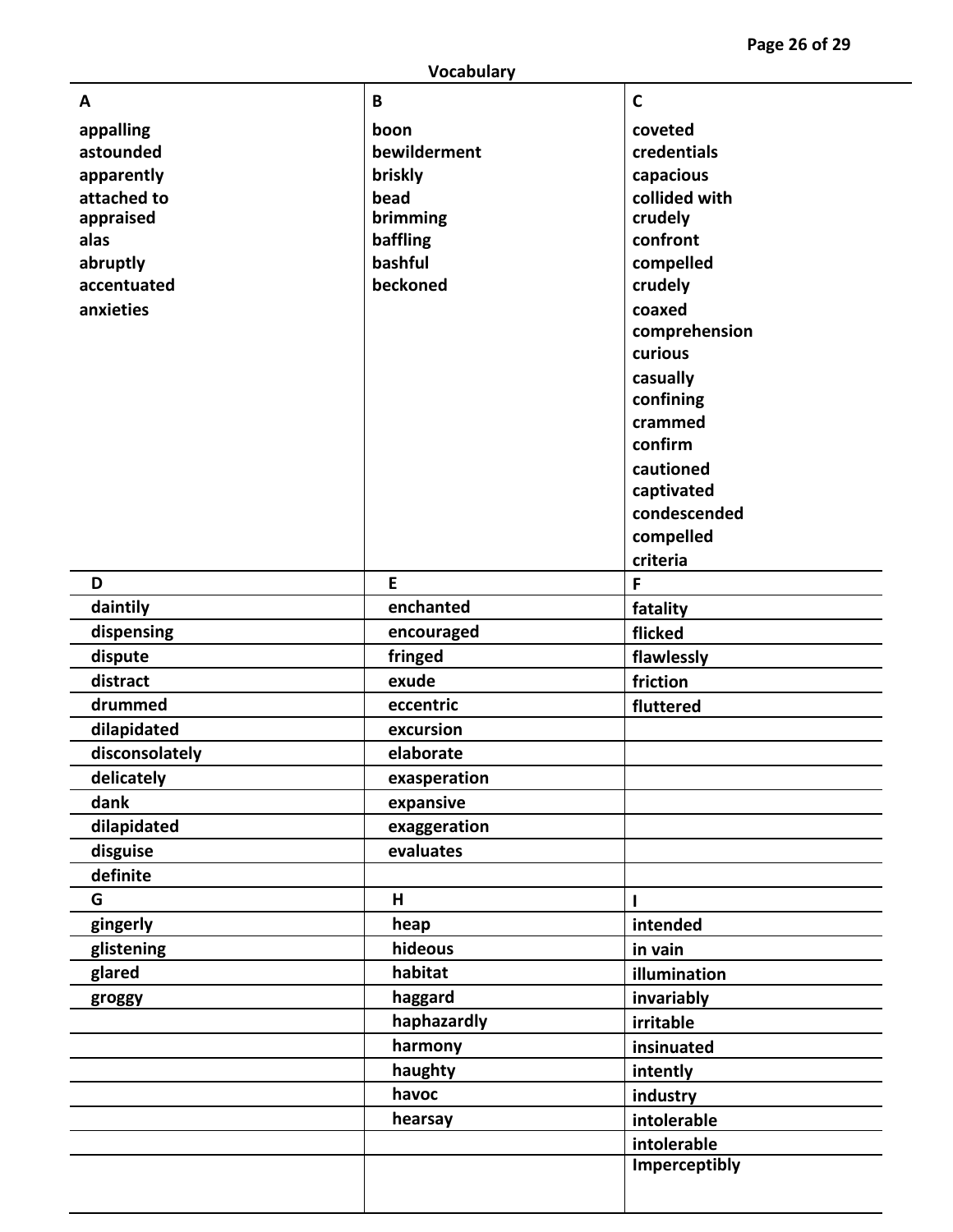## Vocabulary

| A | B | C |
|---|---|---|
| appalling | boon | coveted |
| astounded | bewilderment | credentials |
| apparently | briskly | capacious |
| attached to | bead | collided with |
| appraised | brimming | crudely |
| alas | baffling | confront |
| abruptly | bashful | compelled |
| accentuated | beckoned | crudely |
| anxieties | | coaxed |
| | | comprehension |
| | | curious |
| | | casually |
| | | confining |
| | | crammed |
| | | confirm |
| | | cautioned |
| | | captivated |
| | | condescended |
| | | compelled |
| | | criteria |

| D | E | F |
|---|---|---|
| daintily | enchanted | fatality |
| dispensing | encouraged | flicked |
| dispute | fringed | flawlessly |
| distract | exude | friction |
| drummed | eccentric | fluttered |
| dilapidated | excursion | |
| disconsolately | elaborate | |
| delicately | exasperation | |
| dank | expansive | |
| dilapidated | exaggeration | |
| disguise | evaluates | |
| definite | | |

| G | H | I |
|---|---|---|
| gingerly | heap | intended |
| glistening | hideous | in vain |
| glared | habitat | illumination |
| groggy | haggard | invariably |
| | haphazardly | irritable |
| | harmony | insinuated |
| | haughty | intently |
| | havoc | industry |
| | hearsay | intolerable |
| | | intolerable |
| | | Imperceptibly |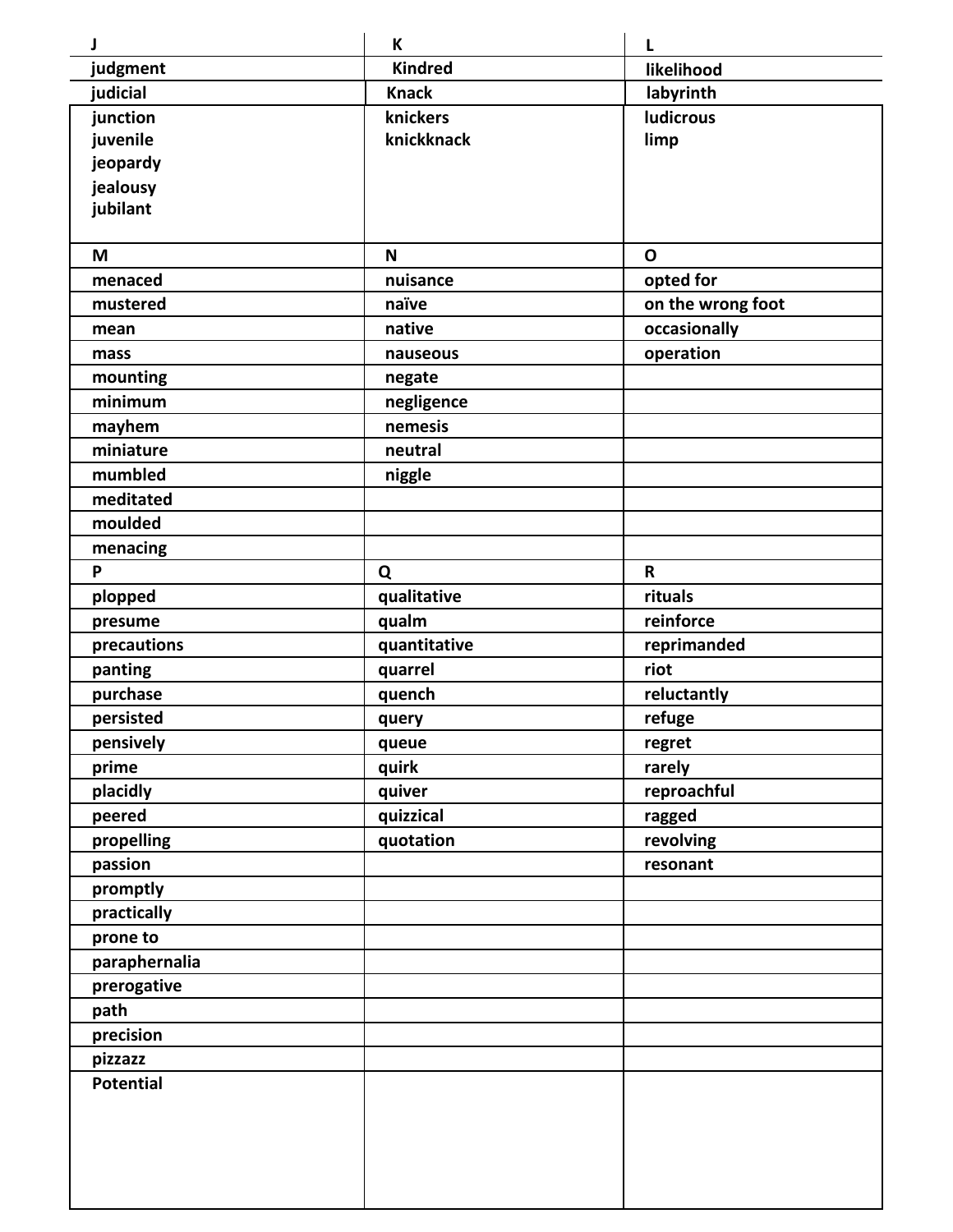| J | K | L |
|---|---|---|
| judgment | Kindred | likelihood |
| judicial | Knack | labyrinth |
| junction<br>juvenile<br>jeopardy<br>jealousy<br>jubilant | knickers<br>knickknack | ludicrous<br>limp |
| **M** | **N** | **O** |
| menaced | nuisance | opted for |
| mustered | naïve | on the wrong foot |
| mean | native | occasionally |
| mass | nauseous | operation |
| mounting | negate | |
| minimum | negligence | |
| mayhem | nemesis | |
| miniature | neutral | |
| mumbled | niggle | |
| meditated | | |
| moulded | | |
| menacing | | |
| **P** | **Q** | **R** |
| plopped | qualitative | rituals |
| presume | qualm | reinforce |
| precautions | quantitative | reprimanded |
| panting | quarrel | riot |
| purchase | quench | reluctantly |
| persisted | query | refuge |
| pensively | queue | regret |
| prime | quirk | rarely |
| placidly | quiver | reproachful |
| peered | quizzical | ragged |
| propelling | quotation | revolving |
| passion | | resonant |
| promptly | | |
| practically | | |
| prone to | | |
| paraphernalia | | |
| prerogative | | |
| path | | |
| precision | | |
| pizzazz | | |
| Potential | | |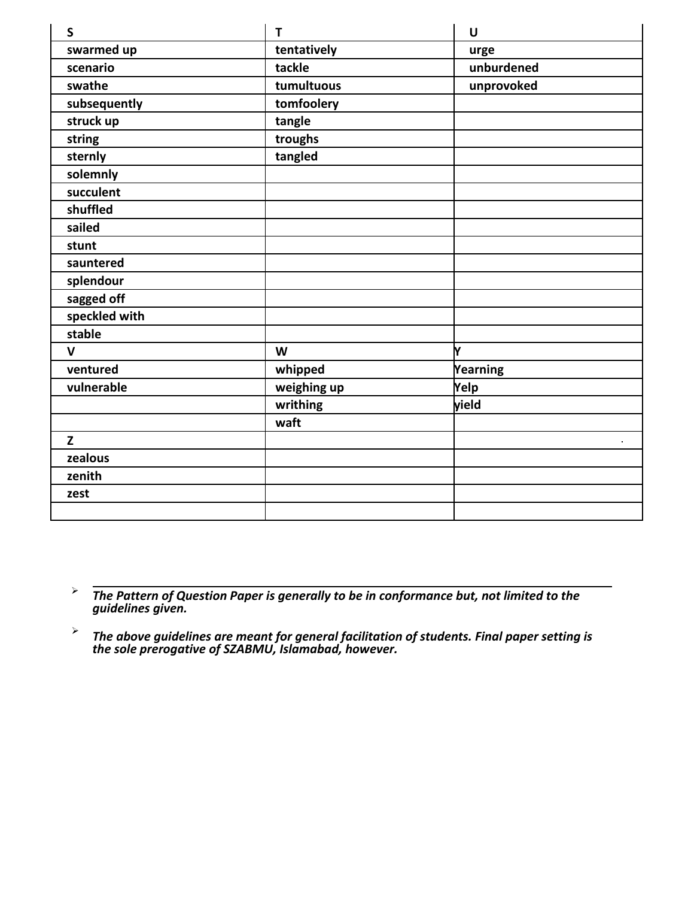| S | T | U |
|---|---|---|
| swarmed up | tentatively | urge |
| scenario | tackle | unburdened |
| swathe | tumultuous | unprovoked |
| subsequently | tomfoolery | |
| struck up | tangle | |
| string | troughs | |
| sternly | tangled | |
| solemnly | | |
| succulent | | |
| shuffled | | |
| sailed | | |
| stunt | | |
| sauntered | | |
| splendour | | |
| sagged off | | |
| speckled with | | |
| stable | | |
| **V** | **W** | **Y** |
| ventured | whipped | Yearning |
| vulnerable | weighing up | Yelp |
| | writhing | yield |
| | waft | |
| **Z** | | |
| zealous | | |
| zenith | | |
| zest | | |
| | | |

- ***The Pattern of Question Paper is generally to be in conformance but, not limited to the guidelines given.***
- ***The above guidelines are meant for general facilitation of students. Final paper setting is the sole prerogative of SZABMU, Islamabad, however.***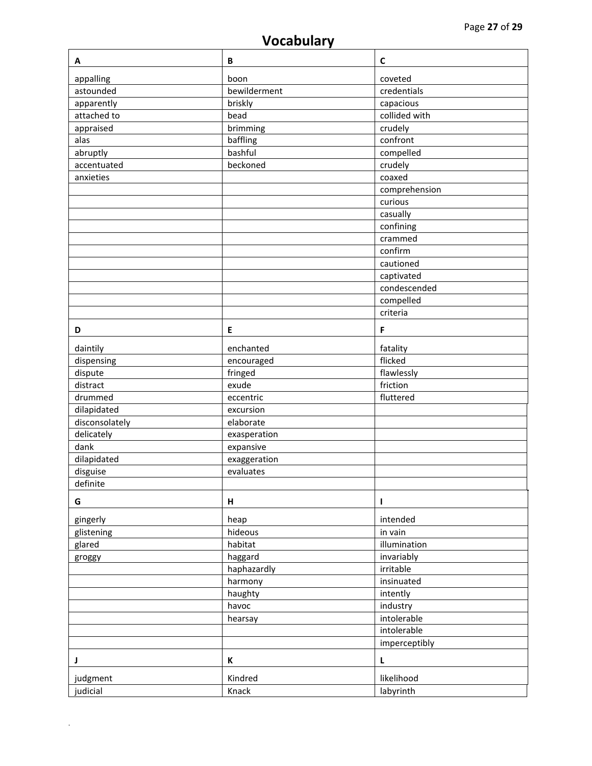# Vocabulary

| A | B | C |
|---|---|---|
| appalling | boon | coveted |
| astounded | bewilderment | credentials |
| apparently | briskly | capacious |
| attached to | bead | collided with |
| appraised | brimming | crudely |
| alas | baffling | confront |
| abruptly | bashful | compelled |
| accentuated | beckoned | crudely |
| anxieties | | coaxed |
| | | comprehension |
| | | curious |
| | | casually |
| | | confining |
| | | crammed |
| | | confirm |
| | | cautioned |
| | | captivated |
| | | condescended |
| | | compelled |
| | | criteria |
| **D** | **E** | **F** |
| daintily | enchanted | fatality |
| dispensing | encouraged | flicked |
| dispute | fringed | flawlessly |
| distract | exude | friction |
| drummed | eccentric | fluttered |
| dilapidated | excursion | |
| disconsolately | elaborate | |
| delicately | exasperation | |
| dank | expansive | |
| dilapidated | exaggeration | |
| disguise | evaluates | |
| definite | | |
| **G** | **H** | **I** |
| gingerly | heap | intended |
| glistening | hideous | in vain |
| glared | habitat | illumination |
| groggy | haggard | invariably |
| | haphazardly | irritable |
| | harmony | insinuated |
| | haughty | intently |
| | havoc | industry |
| | hearsay | intolerable |
| | | intolerable |
| | | imperceptibly |
| **J** | **K** | **L** |
| judgment | Kindred | likelihood |
| judicial | Knack | labyrinth |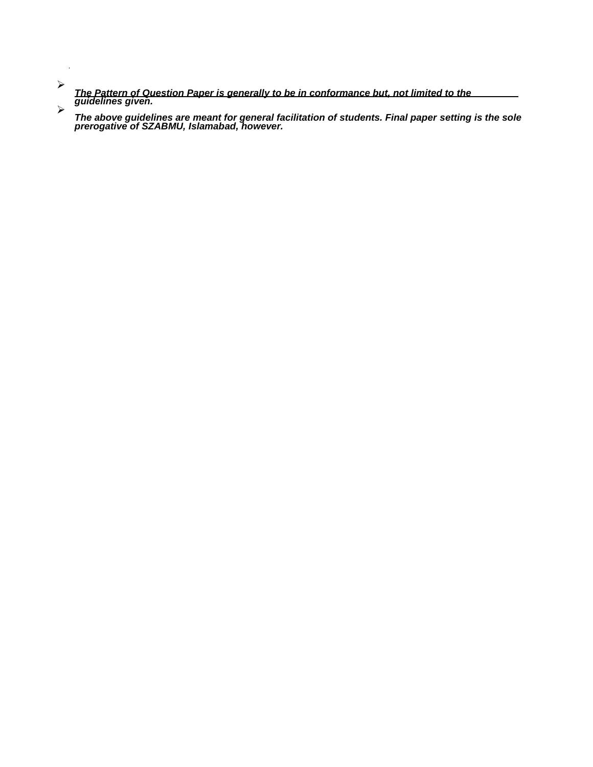- ***<u>The Pattern of Question Paper is generally to be in conformance but, not limited to the guidelines given.</u>***
- ***The above guidelines are meant for general facilitation of students. Final paper setting is the sole prerogative of SZABMU, Islamabad, however.***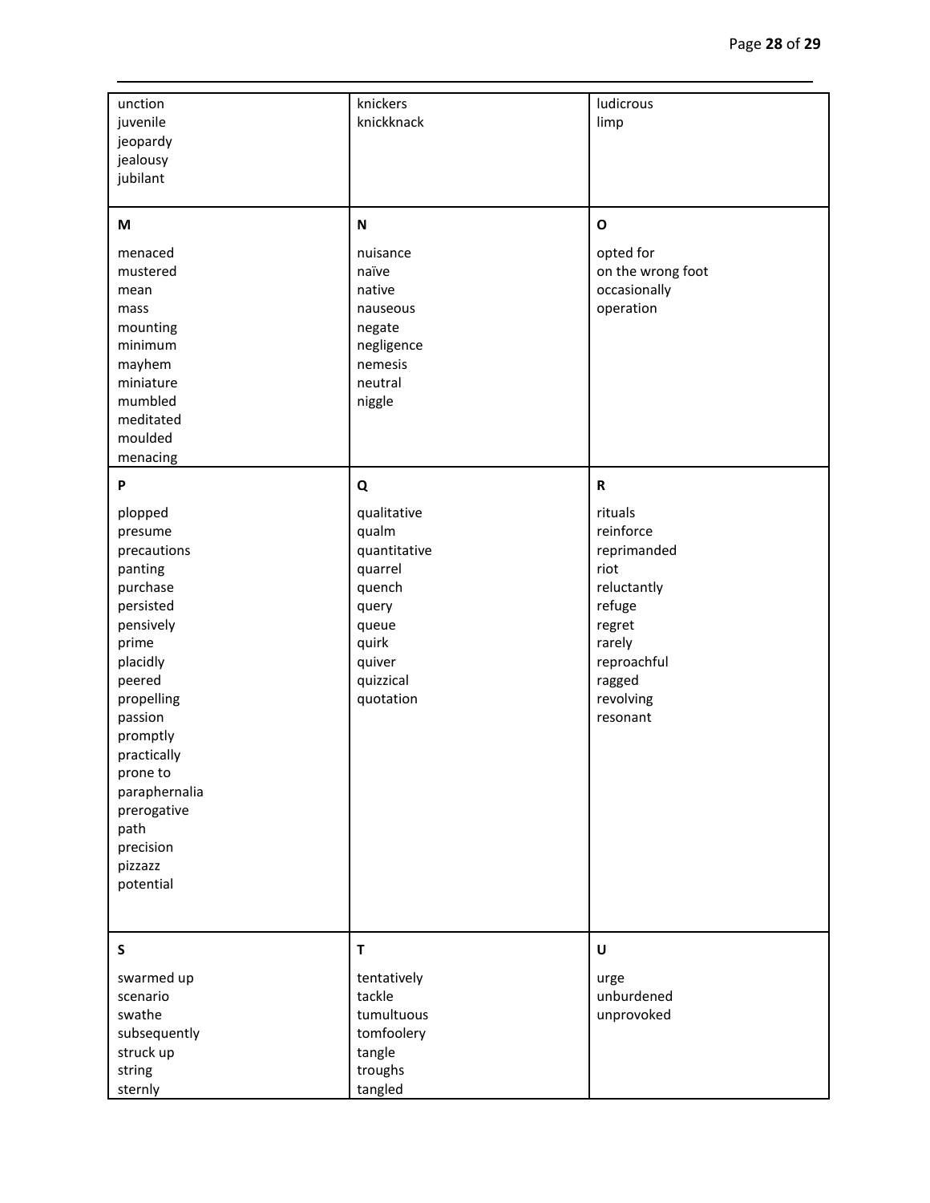| | | |
|---|---|---|
| unction<br>juvenile<br>jeopardy<br>jealousy<br>jubilant | knickers<br>knickknack | ludicrous<br>limp |
| **M**<br><br>menaced<br>mustered<br>mean<br>mass<br>mounting<br>minimum<br>mayhem<br>miniature<br>mumbled<br>meditated<br>moulded<br>menacing | **N**<br><br>nuisance<br>naïve<br>native<br>nauseous<br>negate<br>negligence<br>nemesis<br>neutral<br>niggle | **O**<br><br>opted for<br>on the wrong foot<br>occasionally<br>operation |
| **P**<br><br>plopped<br>presume<br>precautions<br>panting<br>purchase<br>persisted<br>pensively<br>prime<br>placidly<br>peered<br>propelling<br>passion<br>promptly<br>practically<br>prone to<br>paraphernalia<br>prerogative<br>path<br>precision<br>pizzazz<br>potential | **Q**<br><br>qualitative<br>qualm<br>quantitative<br>quarrel<br>quench<br>query<br>queue<br>quirk<br>quiver<br>quizzical<br>quotation | **R**<br><br>rituals<br>reinforce<br>reprimanded<br>riot<br>reluctantly<br>refuge<br>regret<br>rarely<br>reproachful<br>ragged<br>revolving<br>resonant |
| **S**<br><br>swarmed up<br>scenario<br>swathe<br>subsequently<br>struck up<br>string<br>sternly | **T**<br><br>tentatively<br>tackle<br>tumultuous<br>tomfoolery<br>tangle<br>troughs<br>tangled | **U**<br><br>urge<br>unburdened<br>unprovoked |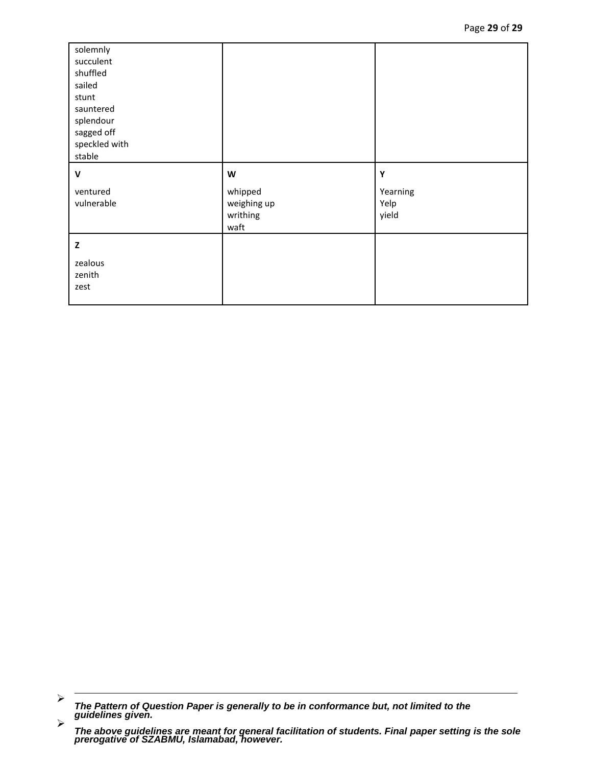| | | |
|---|---|---|
| solemnly<br>succulent<br>shuffled<br>sailed<br>stunt<br>sauntered<br>splendour<br>sagged off<br>speckled with<br>stable | | |
| **V**<br><br>ventured<br>vulnerable | **W**<br><br>whipped<br>weighing up<br>writhing<br>waft | **Y**<br><br>Yearning<br>Yelp<br>yield |
| **Z**<br><br>zealous<br>zenith<br>zest | | |

---

- ***The Pattern of Question Paper is generally to be in conformance but, not limited to the guidelines given.***
- ***The above guidelines are meant for general facilitation of students. Final paper setting is the sole prerogative of SZABMU, Islamabad, however.***